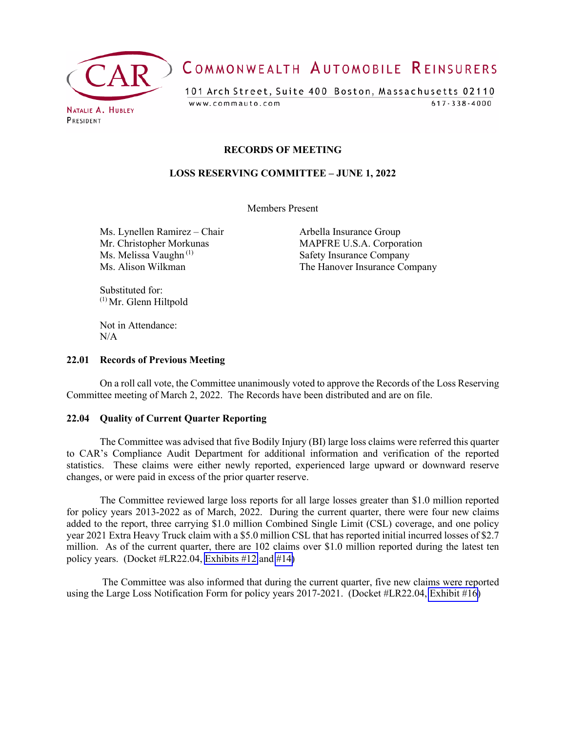COMMONWEALTH AUTOMOBILE REINSURERS

101 Arch Street, Suite 400 Boston, Massachusetts 02110

www.commauto.com 617-338-4000

NATALIE A. HUBLEY
PRESIDENT

# RECORDS OF MEETING

## LOSS RESERVING COMMITTEE – JUNE 1, 2022

Members Present

| | |
|---|---|
| Ms. Lynellen Ramirez – Chair | Arbella Insurance Group |
| Mr. Christopher Morkunas | MAPFRE U.S.A. Corporation |
| Ms. Melissa Vaughn (1) | Safety Insurance Company |
| Ms. Alison Wilkman | The Hanover Insurance Company |

Substituted for:
(1) Mr. Glenn Hiltpold

Not in Attendance:
N/A

### 22.01 Records of Previous Meeting

On a roll call vote, the Committee unanimously voted to approve the Records of the Loss Reserving Committee meeting of March 2, 2022. The Records have been distributed and are on file.

### 22.04 Quality of Current Quarter Reporting

The Committee was advised that five Bodily Injury (BI) large loss claims were referred this quarter to CAR's Compliance Audit Department for additional information and verification of the reported statistics. These claims were either newly reported, experienced large upward or downward reserve changes, or were paid in excess of the prior quarter reserve.

The Committee reviewed large loss reports for all large losses greater than $1.0 million reported for policy years 2013-2022 as of March, 2022. During the current quarter, there were four new claims added to the report, three carrying $1.0 million Combined Single Limit (CSL) coverage, and one policy year 2021 Extra Heavy Truck claim with a $5.0 million CSL that has reported initial incurred losses of $2.7 million. As of the current quarter, there are 102 claims over $1.0 million reported during the latest ten policy years. (Docket #LR22.04, Exhibits #12 and #14)

The Committee was also informed that during the current quarter, five new claims were reported using the Large Loss Notification Form for policy years 2017-2021. (Docket #LR22.04, Exhibit #16)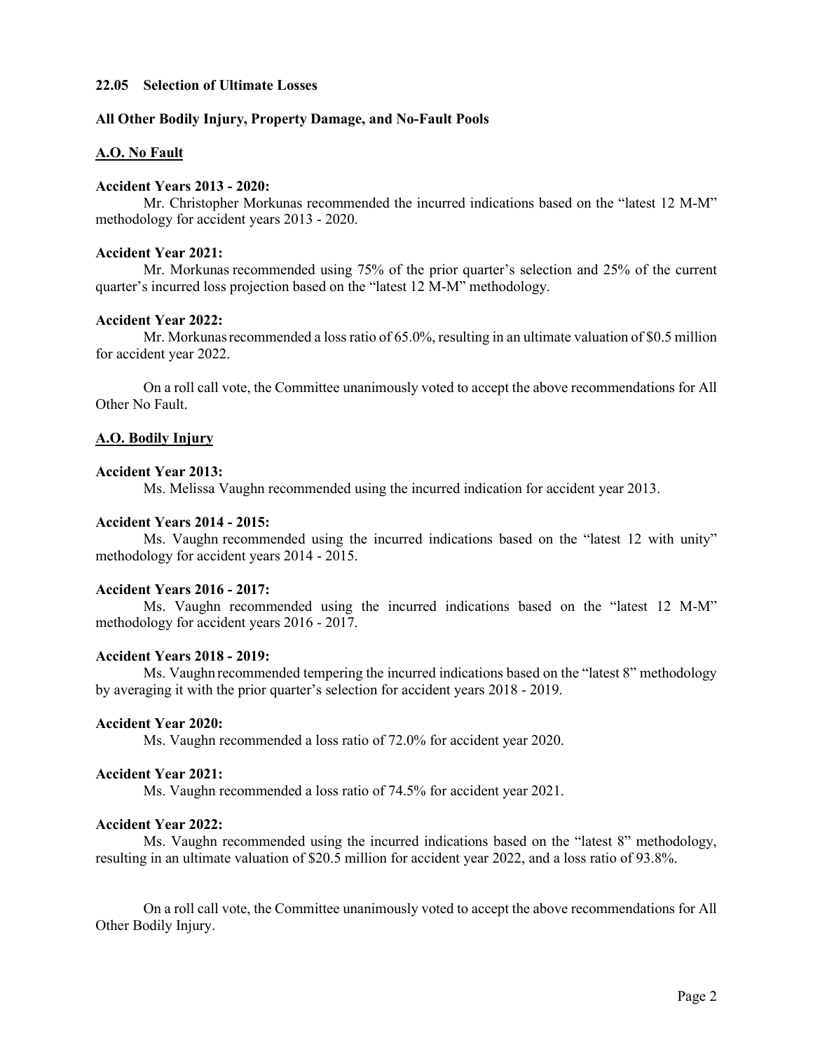**22.05 Selection of Ultimate Losses**

**All Other Bodily Injury, Property Damage, and No-Fault Pools**

**<u>A.O. No Fault</u>**

**Accident Years 2013 - 2020:**

Mr. Christopher Morkunas recommended the incurred indications based on the "latest 12 M-M" methodology for accident years 2013 - 2020.

**Accident Year 2021:**

Mr. Morkunas recommended using 75% of the prior quarter's selection and 25% of the current quarter's incurred loss projection based on the "latest 12 M-M" methodology.

**Accident Year 2022:**

Mr. Morkunas recommended a loss ratio of 65.0%, resulting in an ultimate valuation of $0.5 million for accident year 2022.

On a roll call vote, the Committee unanimously voted to accept the above recommendations for All Other No Fault.

**<u>A.O. Bodily Injury</u>**

**Accident Year 2013:**

Ms. Melissa Vaughn recommended using the incurred indication for accident year 2013.

**Accident Years 2014 - 2015:**

Ms. Vaughn recommended using the incurred indications based on the "latest 12 with unity" methodology for accident years 2014 - 2015.

**Accident Years 2016 - 2017:**

Ms. Vaughn recommended using the incurred indications based on the "latest 12 M-M" methodology for accident years 2016 - 2017.

**Accident Years 2018 - 2019:**

Ms. Vaughn recommended tempering the incurred indications based on the "latest 8" methodology by averaging it with the prior quarter's selection for accident years 2018 - 2019.

**Accident Year 2020:**

Ms. Vaughn recommended a loss ratio of 72.0% for accident year 2020.

**Accident Year 2021:**

Ms. Vaughn recommended a loss ratio of 74.5% for accident year 2021.

**Accident Year 2022:**

Ms. Vaughn recommended using the incurred indications based on the "latest 8" methodology, resulting in an ultimate valuation of $20.5 million for accident year 2022, and a loss ratio of 93.8%.

On a roll call vote, the Committee unanimously voted to accept the above recommendations for All Other Bodily Injury.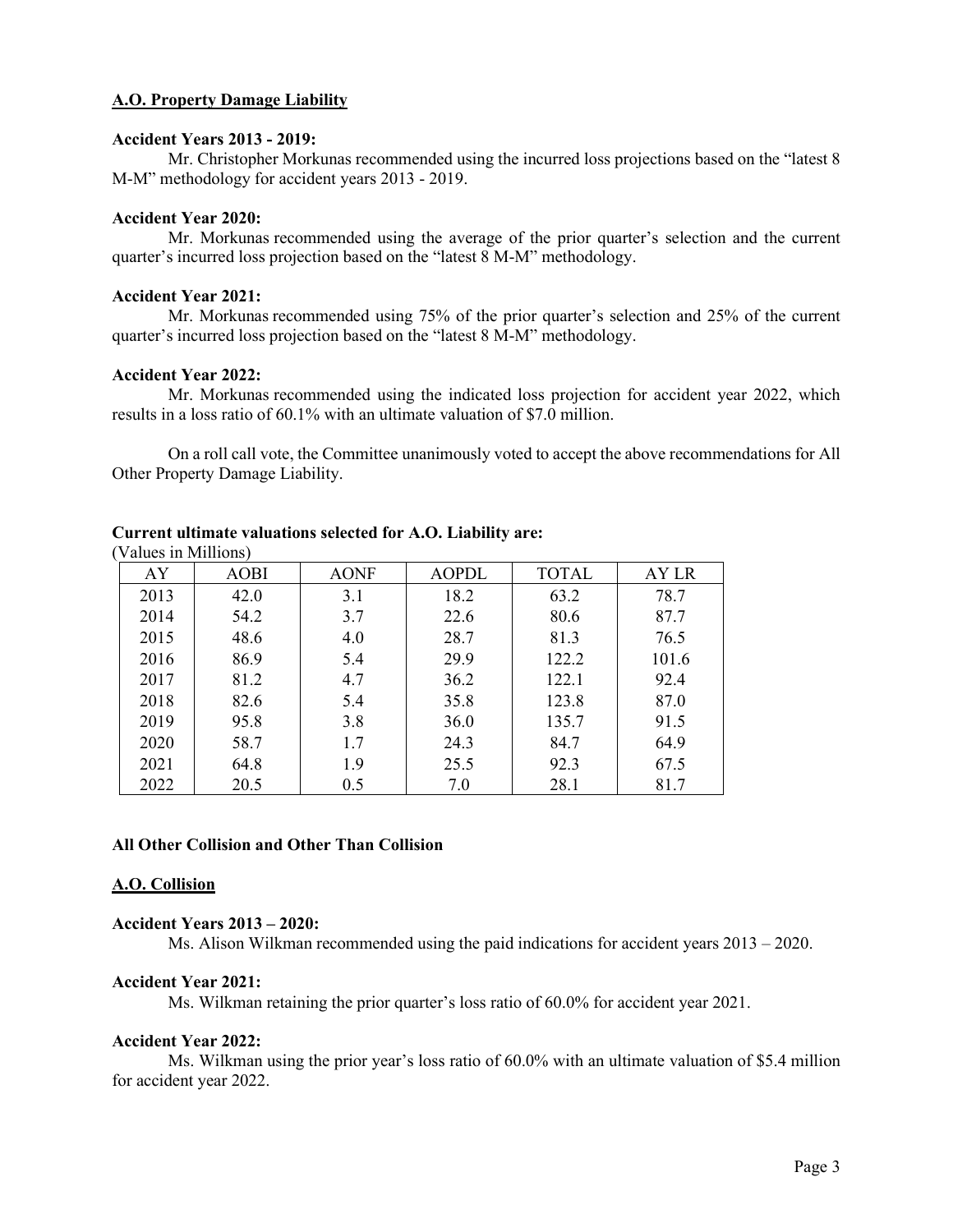**A.O. Property Damage Liability**

**Accident Years 2013 - 2019:**

Mr. Christopher Morkunas recommended using the incurred loss projections based on the "latest 8 M-M" methodology for accident years 2013 - 2019.

**Accident Year 2020:**

Mr. Morkunas recommended using the average of the prior quarter's selection and the current quarter's incurred loss projection based on the "latest 8 M-M" methodology.

**Accident Year 2021:**

Mr. Morkunas recommended using 75% of the prior quarter's selection and 25% of the current quarter's incurred loss projection based on the "latest 8 M-M" methodology.

**Accident Year 2022:**

Mr. Morkunas recommended using the indicated loss projection for accident year 2022, which results in a loss ratio of 60.1% with an ultimate valuation of $7.0 million.

On a roll call vote, the Committee unanimously voted to accept the above recommendations for All Other Property Damage Liability.

**Current ultimate valuations selected for A.O. Liability are:**

(Values in Millions)

| AY | AOBI | AONF | AOPDL | TOTAL | AY LR |
|---|---|---|---|---|---|
| 2013 | 42.0 | 3.1 | 18.2 | 63.2 | 78.7 |
| 2014 | 54.2 | 3.7 | 22.6 | 80.6 | 87.7 |
| 2015 | 48.6 | 4.0 | 28.7 | 81.3 | 76.5 |
| 2016 | 86.9 | 5.4 | 29.9 | 122.2 | 101.6 |
| 2017 | 81.2 | 4.7 | 36.2 | 122.1 | 92.4 |
| 2018 | 82.6 | 5.4 | 35.8 | 123.8 | 87.0 |
| 2019 | 95.8 | 3.8 | 36.0 | 135.7 | 91.5 |
| 2020 | 58.7 | 1.7 | 24.3 | 84.7 | 64.9 |
| 2021 | 64.8 | 1.9 | 25.5 | 92.3 | 67.5 |
| 2022 | 20.5 | 0.5 | 7.0 | 28.1 | 81.7 |

**All Other Collision and Other Than Collision**

**A.O. Collision**

**Accident Years 2013 – 2020:**

Ms. Alison Wilkman recommended using the paid indications for accident years 2013 – 2020.

**Accident Year 2021:**

Ms. Wilkman retaining the prior quarter's loss ratio of 60.0% for accident year 2021.

**Accident Year 2022:**

Ms. Wilkman using the prior year's loss ratio of 60.0% with an ultimate valuation of $5.4 million for accident year 2022.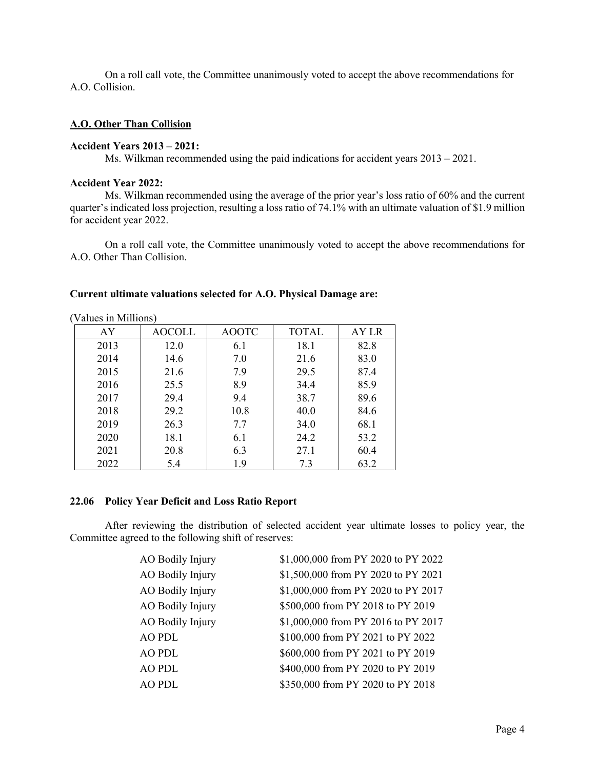On a roll call vote, the Committee unanimously voted to accept the above recommendations for A.O. Collision.

**A.O. Other Than Collision**

**Accident Years 2013 – 2021:**

Ms. Wilkman recommended using the paid indications for accident years 2013 – 2021.

**Accident Year 2022:**

Ms. Wilkman recommended using the average of the prior year's loss ratio of 60% and the current quarter's indicated loss projection, resulting a loss ratio of 74.1% with an ultimate valuation of $1.9 million for accident year 2022.

On a roll call vote, the Committee unanimously voted to accept the above recommendations for A.O. Other Than Collision.

**Current ultimate valuations selected for A.O. Physical Damage are:**

(Values in Millions)

| AY | AOCOLL | AOOTC | TOTAL | AY LR |
|---|---|---|---|---|
| 2013 | 12.0 | 6.1 | 18.1 | 82.8 |
| 2014 | 14.6 | 7.0 | 21.6 | 83.0 |
| 2015 | 21.6 | 7.9 | 29.5 | 87.4 |
| 2016 | 25.5 | 8.9 | 34.4 | 85.9 |
| 2017 | 29.4 | 9.4 | 38.7 | 89.6 |
| 2018 | 29.2 | 10.8 | 40.0 | 84.6 |
| 2019 | 26.3 | 7.7 | 34.0 | 68.1 |
| 2020 | 18.1 | 6.1 | 24.2 | 53.2 |
| 2021 | 20.8 | 6.3 | 27.1 | 60.4 |
| 2022 | 5.4 | 1.9 | 7.3 | 63.2 |

**22.06 Policy Year Deficit and Loss Ratio Report**

After reviewing the distribution of selected accident year ultimate losses to policy year, the Committee agreed to the following shift of reserves:

| | |
|---|---|
| AO Bodily Injury | $1,000,000 from PY 2020 to PY 2022 |
| AO Bodily Injury | $1,500,000 from PY 2020 to PY 2021 |
| AO Bodily Injury | $1,000,000 from PY 2020 to PY 2017 |
| AO Bodily Injury | $500,000 from PY 2018 to PY 2019 |
| AO Bodily Injury | $1,000,000 from PY 2016 to PY 2017 |
| AO PDL | $100,000 from PY 2021 to PY 2022 |
| AO PDL | $600,000 from PY 2021 to PY 2019 |
| AO PDL | $400,000 from PY 2020 to PY 2019 |
| AO PDL | $350,000 from PY 2020 to PY 2018 |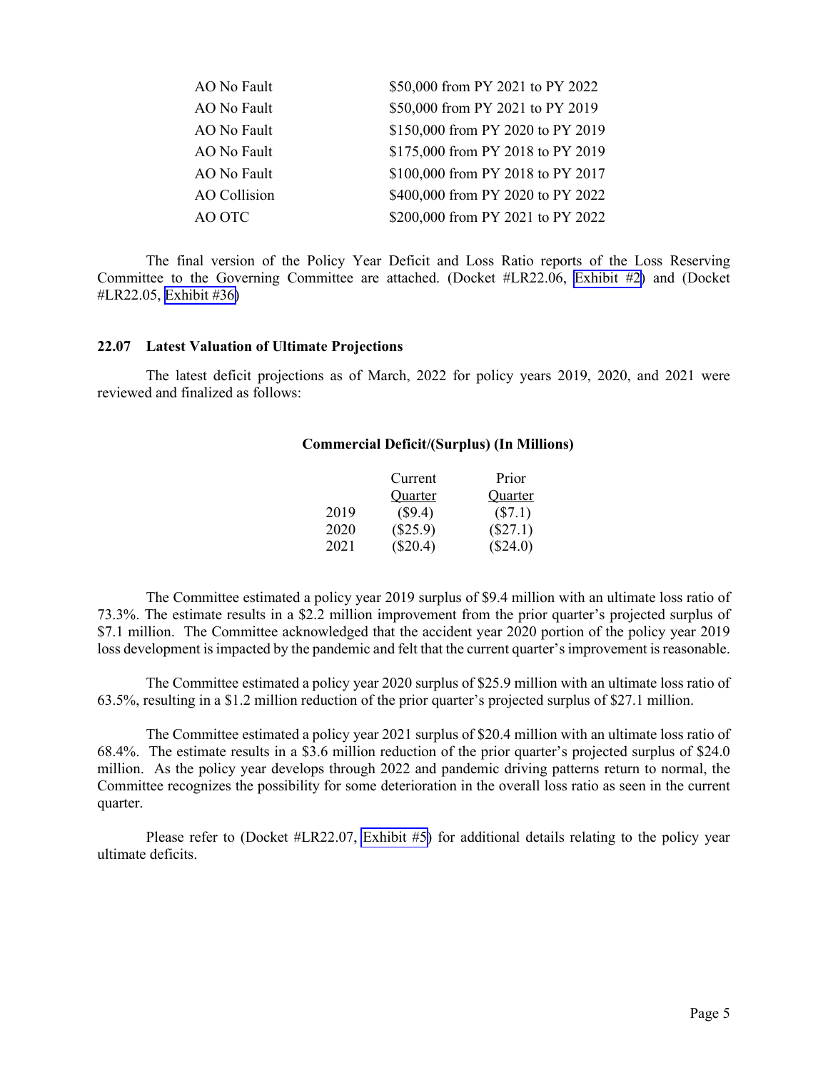| | |
|---|---|
| AO No Fault | \$50,000 from PY 2021 to PY 2022 |
| AO No Fault | \$50,000 from PY 2021 to PY 2019 |
| AO No Fault | \$150,000 from PY 2020 to PY 2019 |
| AO No Fault | \$175,000 from PY 2018 to PY 2019 |
| AO No Fault | \$100,000 from PY 2018 to PY 2017 |
| AO Collision | \$400,000 from PY 2020 to PY 2022 |
| AO OTC | \$200,000 from PY 2021 to PY 2022 |

The final version of the Policy Year Deficit and Loss Ratio reports of the Loss Reserving Committee to the Governing Committee are attached. (Docket #LR22.06, Exhibit #2) and (Docket #LR22.05, Exhibit #36)

### 22.07 Latest Valuation of Ultimate Projections

The latest deficit projections as of March, 2022 for policy years 2019, 2020, and 2021 were reviewed and finalized as follows:

**Commercial Deficit/(Surplus) (In Millions)**

| | Current Quarter | Prior Quarter |
|---|---|---|
| 2019 | (\$9.4) | (\$7.1) |
| 2020 | (\$25.9) | (\$27.1) |
| 2021 | (\$20.4) | (\$24.0) |

The Committee estimated a policy year 2019 surplus of \$9.4 million with an ultimate loss ratio of 73.3%. The estimate results in a \$2.2 million improvement from the prior quarter's projected surplus of \$7.1 million. The Committee acknowledged that the accident year 2020 portion of the policy year 2019 loss development is impacted by the pandemic and felt that the current quarter's improvement is reasonable.

The Committee estimated a policy year 2020 surplus of \$25.9 million with an ultimate loss ratio of 63.5%, resulting in a \$1.2 million reduction of the prior quarter's projected surplus of \$27.1 million.

The Committee estimated a policy year 2021 surplus of \$20.4 million with an ultimate loss ratio of 68.4%. The estimate results in a \$3.6 million reduction of the prior quarter's projected surplus of \$24.0 million. As the policy year develops through 2022 and pandemic driving patterns return to normal, the Committee recognizes the possibility for some deterioration in the overall loss ratio as seen in the current quarter.

Please refer to (Docket #LR22.07, Exhibit #5) for additional details relating to the policy year ultimate deficits.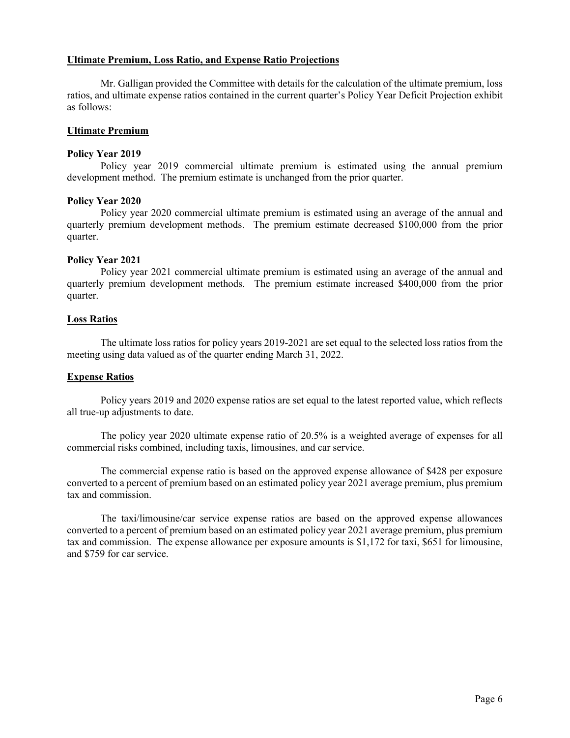## Ultimate Premium, Loss Ratio, and Expense Ratio Projections

Mr. Galligan provided the Committee with details for the calculation of the ultimate premium, loss ratios, and ultimate expense ratios contained in the current quarter's Policy Year Deficit Projection exhibit as follows:

## Ultimate Premium

### Policy Year 2019

Policy year 2019 commercial ultimate premium is estimated using the annual premium development method. The premium estimate is unchanged from the prior quarter.

### Policy Year 2020

Policy year 2020 commercial ultimate premium is estimated using an average of the annual and quarterly premium development methods. The premium estimate decreased $100,000 from the prior quarter.

### Policy Year 2021

Policy year 2021 commercial ultimate premium is estimated using an average of the annual and quarterly premium development methods. The premium estimate increased $400,000 from the prior quarter.

## Loss Ratios

The ultimate loss ratios for policy years 2019-2021 are set equal to the selected loss ratios from the meeting using data valued as of the quarter ending March 31, 2022.

## Expense Ratios

Policy years 2019 and 2020 expense ratios are set equal to the latest reported value, which reflects all true-up adjustments to date.

The policy year 2020 ultimate expense ratio of 20.5% is a weighted average of expenses for all commercial risks combined, including taxis, limousines, and car service.

The commercial expense ratio is based on the approved expense allowance of $428 per exposure converted to a percent of premium based on an estimated policy year 2021 average premium, plus premium tax and commission.

The taxi/limousine/car service expense ratios are based on the approved expense allowances converted to a percent of premium based on an estimated policy year 2021 average premium, plus premium tax and commission. The expense allowance per exposure amounts is $1,172 for taxi, $651 for limousine, and $759 for car service.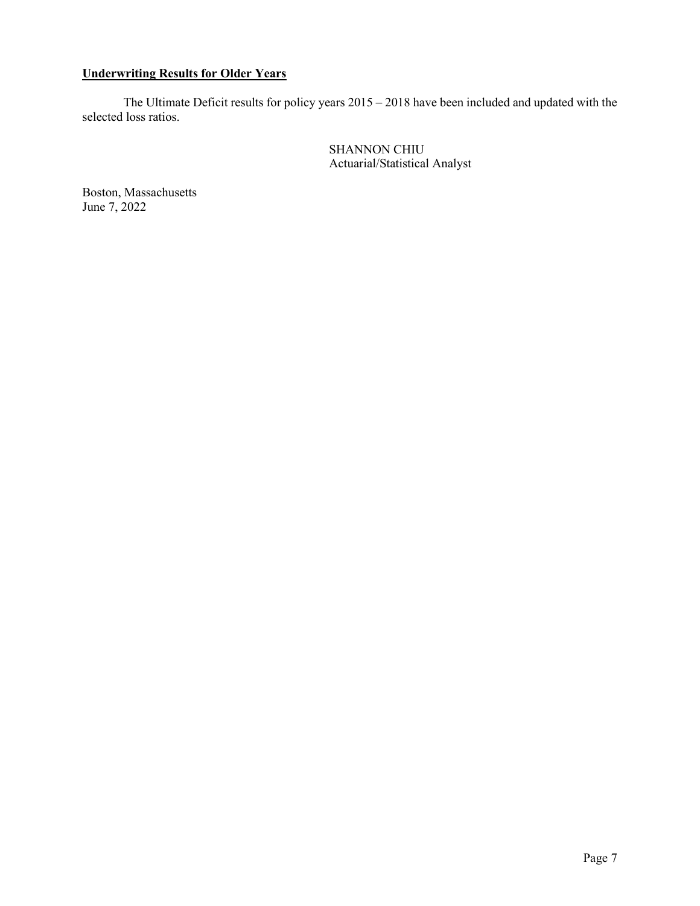**Underwriting Results for Older Years**

The Ultimate Deficit results for policy years 2015 – 2018 have been included and updated with the selected loss ratios.

SHANNON CHIU
Actuarial/Statistical Analyst

Boston, Massachusetts
June 7, 2022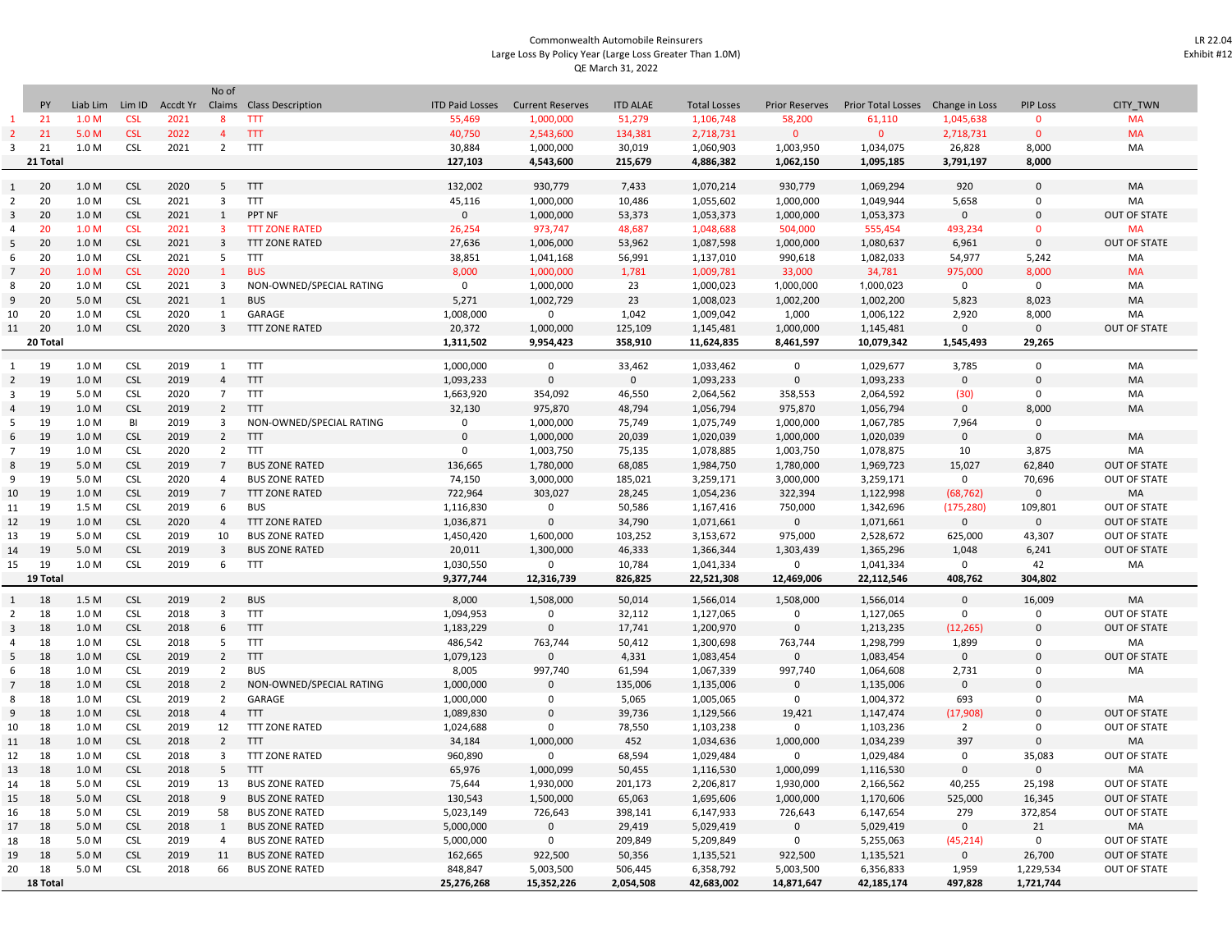Commonwealth Automobile Reinsurers
Large Loss By Policy Year (Large Loss Greater Than 1.0M)
QE March 31, 2022

LR 22.04
Exhibit #12

| | PY | Liab Lim | Lim ID | Accdt Yr | No of Claims | Class Description | ITD Paid Losses | Current Reserves | ITD ALAE | Total Losses | Prior Reserves | Prior Total Losses | Change in Loss | PIP Loss | CITY_TWN |
|---|---|---|---|---|---|---|---|---|---|---|---|---|---|---|---|
| 1 | 21 | 1.0 M | CSL | 2021 | 8 | TTT | 55,469 | 1,000,000 | 51,279 | 1,106,748 | 58,200 | 61,110 | 1,045,638 | 0 | MA |
| 2 | 21 | 5.0 M | CSL | 2022 | 4 | TTT | 40,750 | 2,543,600 | 134,381 | 2,718,731 | 0 | 0 | 2,718,731 | 0 | MA |
| 3 | 21 | 1.0 M | CSL | 2021 | 2 | TTT | 30,884 | 1,000,000 | 30,019 | 1,060,903 | 1,003,950 | 1,034,075 | 26,828 | 8,000 | MA |
| | **21 Total** | | | | | | **127,103** | **4,543,600** | **215,679** | **4,886,382** | **1,062,150** | **1,095,185** | **3,791,197** | **8,000** | |
| 1 | 20 | 1.0 M | CSL | 2020 | 5 | TTT | 132,002 | 930,779 | 7,433 | 1,070,214 | 930,779 | 1,069,294 | 920 | 0 | MA |
| 2 | 20 | 1.0 M | CSL | 2021 | 3 | TTT | 45,116 | 1,000,000 | 10,486 | 1,055,602 | 1,000,000 | 1,049,944 | 5,658 | 0 | MA |
| 3 | 20 | 1.0 M | CSL | 2021 | 1 | PPT NF | 0 | 1,000,000 | 53,373 | 1,053,373 | 1,000,000 | 1,053,373 | 0 | 0 | OUT OF STATE |
| 4 | 20 | 1.0 M | CSL | 2021 | 3 | TTT ZONE RATED | 26,254 | 973,747 | 48,687 | 1,048,688 | 504,000 | 555,454 | 493,234 | 0 | MA |
| 5 | 20 | 1.0 M | CSL | 2021 | 3 | TTT ZONE RATED | 27,636 | 1,006,000 | 53,962 | 1,087,598 | 1,000,000 | 1,080,637 | 6,961 | 0 | OUT OF STATE |
| 6 | 20 | 1.0 M | CSL | 2021 | 5 | TTT | 38,851 | 1,041,168 | 56,991 | 1,137,010 | 990,618 | 1,082,033 | 54,977 | 5,242 | MA |
| 7 | 20 | 1.0 M | CSL | 2020 | 1 | BUS | 8,000 | 1,000,000 | 1,781 | 1,009,781 | 33,000 | 34,781 | 975,000 | 8,000 | MA |
| 8 | 20 | 1.0 M | CSL | 2021 | 3 | NON-OWNED/SPECIAL RATING | 0 | 1,000,000 | 23 | 1,000,023 | 1,000,000 | 1,000,023 | 0 | 0 | MA |
| 9 | 20 | 5.0 M | CSL | 2021 | 1 | BUS | 5,271 | 1,002,729 | 23 | 1,008,023 | 1,002,200 | 1,002,200 | 5,823 | 8,023 | MA |
| 10 | 20 | 1.0 M | CSL | 2020 | 1 | GARAGE | 1,008,000 | 0 | 1,042 | 1,009,042 | 1,000 | 1,006,122 | 2,920 | 8,000 | MA |
| 11 | 20 | 1.0 M | CSL | 2020 | 3 | TTT ZONE RATED | 20,372 | 1,000,000 | 125,109 | 1,145,481 | 1,000,000 | 1,145,481 | 0 | 0 | OUT OF STATE |
| | **20 Total** | | | | | | **1,311,502** | **9,954,423** | **358,910** | **11,624,835** | **8,461,597** | **10,079,342** | **1,545,493** | **29,265** | |
| 1 | 19 | 1.0 M | CSL | 2019 | 1 | TTT | 1,000,000 | 0 | 33,462 | 1,033,462 | 0 | 1,029,677 | 3,785 | 0 | MA |
| 2 | 19 | 1.0 M | CSL | 2019 | 4 | TTT | 1,093,233 | 0 | 0 | 1,093,233 | 0 | 1,093,233 | 0 | 0 | MA |
| 3 | 19 | 5.0 M | CSL | 2020 | 7 | TTT | 1,663,920 | 354,092 | 46,550 | 2,064,562 | 358,553 | 2,064,592 | (30) | 0 | MA |
| 4 | 19 | 1.0 M | CSL | 2019 | 2 | TTT | 32,130 | 975,870 | 48,794 | 1,056,794 | 975,870 | 1,056,794 | 0 | 8,000 | MA |
| 5 | 19 | 1.0 M | BI | 2019 | 3 | NON-OWNED/SPECIAL RATING | 0 | 1,000,000 | 75,749 | 1,075,749 | 1,000,000 | 1,067,785 | 7,964 | 0 | |
| 6 | 19 | 1.0 M | CSL | 2019 | 2 | TTT | 0 | 1,000,000 | 20,039 | 1,020,039 | 1,000,000 | 1,020,039 | 0 | 0 | MA |
| 7 | 19 | 1.0 M | CSL | 2020 | 2 | TTT | 0 | 1,003,750 | 75,135 | 1,078,885 | 1,003,750 | 1,078,875 | 10 | 3,875 | MA |
| 8 | 19 | 5.0 M | CSL | 2019 | 7 | BUS ZONE RATED | 136,665 | 1,780,000 | 68,085 | 1,984,750 | 1,780,000 | 1,969,723 | 15,027 | 62,840 | OUT OF STATE |
| 9 | 19 | 5.0 M | CSL | 2020 | 4 | BUS ZONE RATED | 74,150 | 3,000,000 | 185,021 | 3,259,171 | 3,000,000 | 3,259,171 | 0 | 70,696 | OUT OF STATE |
| 10 | 19 | 1.0 M | CSL | 2019 | 7 | TTT ZONE RATED | 722,964 | 303,027 | 28,245 | 1,054,236 | 322,394 | 1,122,998 | (68,762) | 0 | MA |
| 11 | 19 | 1.5 M | CSL | 2019 | 6 | BUS | 1,116,830 | 0 | 50,586 | 1,167,416 | 750,000 | 1,342,696 | (175,280) | 109,801 | OUT OF STATE |
| 12 | 19 | 1.0 M | CSL | 2020 | 4 | TTT ZONE RATED | 1,036,871 | 0 | 34,790 | 1,071,661 | 0 | 1,071,661 | 0 | 0 | OUT OF STATE |
| 13 | 19 | 5.0 M | CSL | 2019 | 10 | BUS ZONE RATED | 1,450,420 | 1,600,000 | 103,252 | 3,153,672 | 975,000 | 2,528,672 | 625,000 | 43,307 | OUT OF STATE |
| 14 | 19 | 5.0 M | CSL | 2019 | 3 | BUS ZONE RATED | 20,011 | 1,300,000 | 46,333 | 1,366,344 | 1,303,439 | 1,365,296 | 1,048 | 6,241 | OUT OF STATE |
| 15 | 19 | 1.0 M | CSL | 2019 | 6 | TTT | 1,030,550 | 0 | 10,784 | 1,041,334 | 0 | 1,041,334 | 0 | 42 | MA |
| | **19 Total** | | | | | | **9,377,744** | **12,316,739** | **826,825** | **22,521,308** | **12,469,006** | **22,112,546** | **408,762** | **304,802** | |
| 1 | 18 | 1.5 M | CSL | 2019 | 2 | BUS | 8,000 | 1,508,000 | 50,014 | 1,566,014 | 1,508,000 | 1,566,014 | 0 | 16,009 | MA |
| 2 | 18 | 1.0 M | CSL | 2018 | 3 | TTT | 1,094,953 | 0 | 32,112 | 1,127,065 | 0 | 1,127,065 | 0 | 0 | OUT OF STATE |
| 3 | 18 | 1.0 M | CSL | 2018 | 6 | TTT | 1,183,229 | 0 | 17,741 | 1,200,970 | 0 | 1,213,235 | (12,265) | 0 | OUT OF STATE |
| 4 | 18 | 1.0 M | CSL | 2018 | 5 | TTT | 486,542 | 763,744 | 50,412 | 1,300,698 | 763,744 | 1,298,799 | 1,899 | 0 | MA |
| 5 | 18 | 1.0 M | CSL | 2019 | 2 | TTT | 1,079,123 | 0 | 4,331 | 1,083,454 | 0 | 1,083,454 | 0 | 0 | OUT OF STATE |
| 6 | 18 | 1.0 M | CSL | 2019 | 2 | BUS | 8,005 | 997,740 | 61,594 | 1,067,339 | 997,740 | 1,064,608 | 2,731 | 0 | MA |
| 7 | 18 | 1.0 M | CSL | 2018 | 2 | NON-OWNED/SPECIAL RATING | 1,000,000 | 0 | 135,006 | 1,135,006 | 0 | 1,135,006 | 0 | 0 | |
| 8 | 18 | 1.0 M | CSL | 2019 | 2 | GARAGE | 1,000,000 | 0 | 5,065 | 1,005,065 | 0 | 1,004,372 | 693 | 0 | MA |
| 9 | 18 | 1.0 M | CSL | 2018 | 4 | TTT | 1,089,830 | 0 | 39,736 | 1,129,566 | 19,421 | 1,147,474 | (17,908) | 0 | OUT OF STATE |
| 10 | 18 | 1.0 M | CSL | 2019 | 12 | TTT ZONE RATED | 1,024,688 | 0 | 78,550 | 1,103,238 | 0 | 1,103,236 | 2 | 0 | OUT OF STATE |
| 11 | 18 | 1.0 M | CSL | 2018 | 2 | TTT | 34,184 | 1,000,000 | 452 | 1,034,636 | 1,000,000 | 1,034,239 | 397 | 0 | MA |
| 12 | 18 | 1.0 M | CSL | 2018 | 3 | TTT ZONE RATED | 960,890 | 0 | 68,594 | 1,029,484 | 0 | 1,029,484 | 0 | 35,083 | OUT OF STATE |
| 13 | 18 | 1.0 M | CSL | 2018 | 5 | TTT | 65,976 | 1,000,099 | 50,455 | 1,116,530 | 1,000,099 | 1,116,530 | 0 | 0 | MA |
| 14 | 18 | 5.0 M | CSL | 2019 | 13 | BUS ZONE RATED | 75,644 | 1,930,000 | 201,173 | 2,206,817 | 1,930,000 | 2,166,562 | 40,255 | 25,198 | OUT OF STATE |
| 15 | 18 | 5.0 M | CSL | 2018 | 9 | BUS ZONE RATED | 130,543 | 1,500,000 | 65,063 | 1,695,606 | 1,000,000 | 1,170,606 | 525,000 | 16,345 | OUT OF STATE |
| 16 | 18 | 5.0 M | CSL | 2019 | 58 | BUS ZONE RATED | 5,023,149 | 726,643 | 398,141 | 6,147,933 | 726,643 | 6,147,654 | 279 | 372,854 | OUT OF STATE |
| 17 | 18 | 5.0 M | CSL | 2018 | 1 | BUS ZONE RATED | 5,000,000 | 0 | 29,419 | 5,029,419 | 0 | 5,029,419 | 0 | 21 | MA |
| 18 | 18 | 5.0 M | CSL | 2019 | 4 | BUS ZONE RATED | 5,000,000 | 0 | 209,849 | 5,209,849 | 0 | 5,255,063 | (45,214) | 0 | OUT OF STATE |
| 19 | 18 | 5.0 M | CSL | 2019 | 11 | BUS ZONE RATED | 162,665 | 922,500 | 50,356 | 1,135,521 | 922,500 | 1,135,521 | 0 | 26,700 | OUT OF STATE |
| 20 | 18 | 5.0 M | CSL | 2018 | 66 | BUS ZONE RATED | 848,847 | 5,003,500 | 506,445 | 6,358,792 | 5,003,500 | 6,356,833 | 1,959 | 1,229,534 | OUT OF STATE |
| | **18 Total** | | | | | | **25,276,268** | **15,352,226** | **2,054,508** | **42,683,002** | **14,871,647** | **42,185,174** | **497,828** | **1,721,744** | |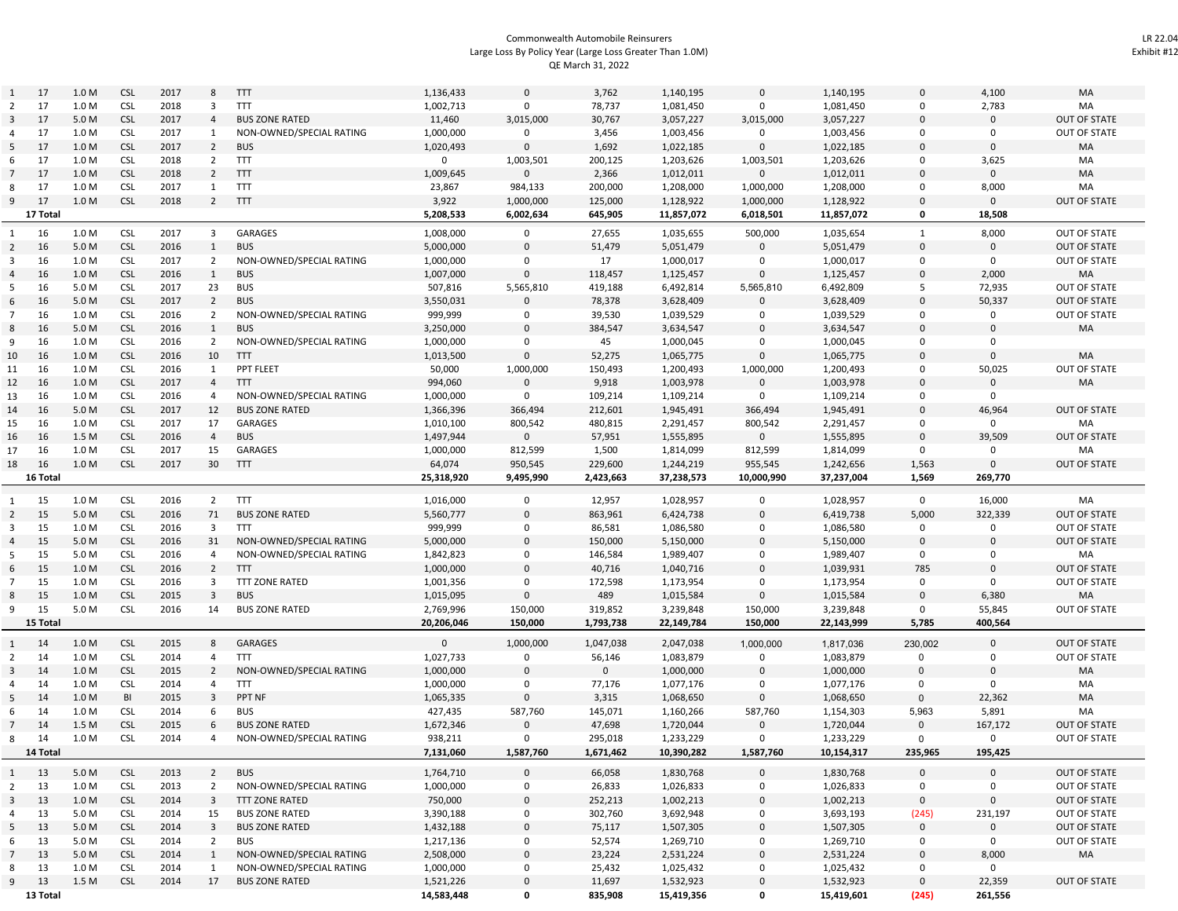Commonwealth Automobile Reinsurers
Large Loss By Policy Year (Large Loss Greater Than 1.0M)
QE March 31, 2022

LR 22.04
Exhibit #12

| | | | | | | | | | | | | | | | |
|---|---|---|---|---|---|---|---|---|---|---|---|---|---|---|---|
| 1 | 17 | 1.0 M | CSL | 2017 | 8 | TTT | 1,136,433 | 0 | 3,762 | 1,140,195 | 0 | 1,140,195 | 0 | 4,100 | MA |
| 2 | 17 | 1.0 M | CSL | 2018 | 3 | TTT | 1,002,713 | 0 | 78,737 | 1,081,450 | 0 | 1,081,450 | 0 | 2,783 | MA |
| 3 | 17 | 5.0 M | CSL | 2017 | 4 | BUS ZONE RATED | 11,460 | 3,015,000 | 30,767 | 3,057,227 | 3,015,000 | 3,057,227 | 0 | 0 | OUT OF STATE |
| 4 | 17 | 1.0 M | CSL | 2017 | 1 | NON-OWNED/SPECIAL RATING | 1,000,000 | 0 | 3,456 | 1,003,456 | 0 | 1,003,456 | 0 | 0 | OUT OF STATE |
| 5 | 17 | 1.0 M | CSL | 2017 | 2 | BUS | 1,020,493 | 0 | 1,692 | 1,022,185 | 0 | 1,022,185 | 0 | 0 | MA |
| 6 | 17 | 1.0 M | CSL | 2018 | 2 | TTT | 0 | 1,003,501 | 200,125 | 1,203,626 | 1,003,501 | 1,203,626 | 0 | 3,625 | MA |
| 7 | 17 | 1.0 M | CSL | 2018 | 2 | TTT | 1,009,645 | 0 | 2,366 | 1,012,011 | 0 | 1,012,011 | 0 | 0 | MA |
| 8 | 17 | 1.0 M | CSL | 2017 | 1 | TTT | 23,867 | 984,133 | 200,000 | 1,208,000 | 1,000,000 | 1,208,000 | 0 | 8,000 | MA |
| 9 | 17 | 1.0 M | CSL | 2018 | 2 | TTT | 3,922 | 1,000,000 | 125,000 | 1,128,922 | 1,000,000 | 1,128,922 | 0 | 0 | OUT OF STATE |
| **17 Total** | | | | | | | **5,208,533** | **6,002,634** | **645,905** | **11,857,072** | **6,018,501** | **11,857,072** | **0** | **18,508** | |
| 1 | 16 | 1.0 M | CSL | 2017 | 3 | GARAGES | 1,008,000 | 0 | 27,655 | 1,035,655 | 500,000 | 1,035,654 | 1 | 8,000 | OUT OF STATE |
| 2 | 16 | 5.0 M | CSL | 2016 | 1 | BUS | 5,000,000 | 0 | 51,479 | 5,051,479 | 0 | 5,051,479 | 0 | 0 | OUT OF STATE |
| 3 | 16 | 1.0 M | CSL | 2017 | 2 | NON-OWNED/SPECIAL RATING | 1,000,000 | 0 | 17 | 1,000,017 | 0 | 1,000,017 | 0 | 0 | OUT OF STATE |
| 4 | 16 | 1.0 M | CSL | 2016 | 1 | BUS | 1,007,000 | 0 | 118,457 | 1,125,457 | 0 | 1,125,457 | 0 | 2,000 | MA |
| 5 | 16 | 5.0 M | CSL | 2017 | 23 | BUS | 507,816 | 5,565,810 | 419,188 | 6,492,814 | 5,565,810 | 6,492,809 | 5 | 72,935 | OUT OF STATE |
| 6 | 16 | 5.0 M | CSL | 2017 | 2 | BUS | 3,550,031 | 0 | 78,378 | 3,628,409 | 0 | 3,628,409 | 0 | 50,337 | OUT OF STATE |
| 7 | 16 | 1.0 M | CSL | 2017 | 2 | NON-OWNED/SPECIAL RATING | 999,999 | 0 | 39,530 | 1,039,529 | 0 | 1,039,529 | 0 | 0 | OUT OF STATE |
| 8 | 16 | 5.0 M | CSL | 2016 | 1 | BUS | 3,250,000 | 0 | 384,547 | 3,634,547 | 0 | 3,634,547 | 0 | 0 | MA |
| 9 | 16 | 1.0 M | CSL | 2016 | 2 | NON-OWNED/SPECIAL RATING | 1,000,000 | 0 | 45 | 1,000,045 | 0 | 1,000,045 | 0 | 0 | |
| 10 | 16 | 1.0 M | CSL | 2016 | 10 | TTT | 1,013,500 | 0 | 52,275 | 1,065,775 | 0 | 1,065,775 | 0 | 0 | MA |
| 11 | 16 | 1.0 M | CSL | 2016 | 1 | PPT FLEET | 50,000 | 1,000,000 | 150,493 | 1,200,493 | 1,000,000 | 1,200,493 | 0 | 50,025 | OUT OF STATE |
| 12 | 16 | 1.0 M | CSL | 2017 | 4 | TTT | 994,060 | 0 | 9,918 | 1,003,978 | 0 | 1,003,978 | 0 | 0 | MA |
| 13 | 16 | 1.0 M | CSL | 2016 | 4 | NON-OWNED/SPECIAL RATING | 1,000,000 | 0 | 109,214 | 1,109,214 | 0 | 1,109,214 | 0 | 0 | |
| 14 | 16 | 5.0 M | CSL | 2017 | 12 | BUS ZONE RATED | 1,366,396 | 366,494 | 212,601 | 1,945,491 | 366,494 | 1,945,491 | 0 | 46,964 | OUT OF STATE |
| 15 | 16 | 1.0 M | CSL | 2017 | 17 | GARAGES | 1,010,100 | 800,542 | 480,815 | 2,291,457 | 800,542 | 2,291,457 | 0 | 0 | MA |
| 16 | 16 | 1.5 M | CSL | 2016 | 4 | BUS | 1,497,944 | 0 | 57,951 | 1,555,895 | 0 | 1,555,895 | 0 | 39,509 | OUT OF STATE |
| 17 | 16 | 1.0 M | CSL | 2017 | 15 | GARAGES | 1,000,000 | 812,599 | 1,500 | 1,814,099 | 812,599 | 1,814,099 | 0 | 0 | MA |
| 18 | 16 | 1.0 M | CSL | 2017 | 30 | TTT | 64,074 | 950,545 | 229,600 | 1,244,219 | 955,545 | 1,242,656 | 1,563 | 0 | OUT OF STATE |
| **16 Total** | | | | | | | **25,318,920** | **9,495,990** | **2,423,663** | **37,238,573** | **10,000,990** | **37,237,004** | **1,569** | **269,770** | |
| 1 | 15 | 1.0 M | CSL | 2016 | 2 | TTT | 1,016,000 | 0 | 12,957 | 1,028,957 | 0 | 1,028,957 | 0 | 16,000 | MA |
| 2 | 15 | 5.0 M | CSL | 2016 | 71 | BUS ZONE RATED | 5,560,777 | 0 | 863,961 | 6,424,738 | 0 | 6,419,738 | 5,000 | 322,339 | OUT OF STATE |
| 3 | 15 | 1.0 M | CSL | 2016 | 3 | TTT | 999,999 | 0 | 86,581 | 1,086,580 | 0 | 1,086,580 | 0 | 0 | OUT OF STATE |
| 4 | 15 | 5.0 M | CSL | 2016 | 31 | NON-OWNED/SPECIAL RATING | 5,000,000 | 0 | 150,000 | 5,150,000 | 0 | 5,150,000 | 0 | 0 | OUT OF STATE |
| 5 | 15 | 5.0 M | CSL | 2016 | 4 | NON-OWNED/SPECIAL RATING | 1,842,823 | 0 | 146,584 | 1,989,407 | 0 | 1,989,407 | 0 | 0 | MA |
| 6 | 15 | 1.0 M | CSL | 2016 | 2 | TTT | 1,000,000 | 0 | 40,716 | 1,040,716 | 0 | 1,039,931 | 785 | 0 | OUT OF STATE |
| 7 | 15 | 1.0 M | CSL | 2016 | 3 | TTT ZONE RATED | 1,001,356 | 0 | 172,598 | 1,173,954 | 0 | 1,173,954 | 0 | 0 | OUT OF STATE |
| 8 | 15 | 1.0 M | CSL | 2015 | 3 | BUS | 1,015,095 | 0 | 489 | 1,015,584 | 0 | 1,015,584 | 0 | 6,380 | MA |
| 9 | 15 | 5.0 M | CSL | 2016 | 14 | BUS ZONE RATED | 2,769,996 | 150,000 | 319,852 | 3,239,848 | 150,000 | 3,239,848 | 0 | 55,845 | OUT OF STATE |
| **15 Total** | | | | | | | **20,206,046** | **150,000** | **1,793,738** | **22,149,784** | **150,000** | **22,143,999** | **5,785** | **400,564** | |
| 1 | 14 | 1.0 M | CSL | 2015 | 8 | GARAGES | 0 | 1,000,000 | 1,047,038 | 2,047,038 | 1,000,000 | 1,817,036 | 230,002 | 0 | OUT OF STATE |
| 2 | 14 | 1.0 M | CSL | 2014 | 4 | TTT | 1,027,733 | 0 | 56,146 | 1,083,879 | 0 | 1,083,879 | 0 | 0 | OUT OF STATE |
| 3 | 14 | 1.0 M | CSL | 2015 | 2 | NON-OWNED/SPECIAL RATING | 1,000,000 | 0 | 0 | 1,000,000 | 0 | 1,000,000 | 0 | 0 | MA |
| 4 | 14 | 1.0 M | CSL | 2014 | 4 | TTT | 1,000,000 | 0 | 77,176 | 1,077,176 | 0 | 1,077,176 | 0 | 0 | MA |
| 5 | 14 | 1.0 M | BI | 2015 | 3 | PPT NF | 1,065,335 | 0 | 3,315 | 1,068,650 | 0 | 1,068,650 | 0 | 22,362 | MA |
| 6 | 14 | 1.0 M | CSL | 2014 | 6 | BUS | 427,435 | 587,760 | 145,071 | 1,160,266 | 587,760 | 1,154,303 | 5,963 | 5,891 | MA |
| 7 | 14 | 1.5 M | CSL | 2015 | 6 | BUS ZONE RATED | 1,672,346 | 0 | 47,698 | 1,720,044 | 0 | 1,720,044 | 0 | 167,172 | OUT OF STATE |
| 8 | 14 | 1.0 M | CSL | 2014 | 4 | NON-OWNED/SPECIAL RATING | 938,211 | 0 | 295,018 | 1,233,229 | 0 | 1,233,229 | 0 | 0 | OUT OF STATE |
| **14 Total** | | | | | | | **7,131,060** | **1,587,760** | **1,671,462** | **10,390,282** | **1,587,760** | **10,154,317** | **235,965** | **195,425** | |
| 1 | 13 | 5.0 M | CSL | 2013 | 2 | BUS | 1,764,710 | 0 | 66,058 | 1,830,768 | 0 | 1,830,768 | 0 | 0 | OUT OF STATE |
| 2 | 13 | 1.0 M | CSL | 2013 | 2 | NON-OWNED/SPECIAL RATING | 1,000,000 | 0 | 26,833 | 1,026,833 | 0 | 1,026,833 | 0 | 0 | OUT OF STATE |
| 3 | 13 | 1.0 M | CSL | 2014 | 3 | TTT ZONE RATED | 750,000 | 0 | 252,213 | 1,002,213 | 0 | 1,002,213 | 0 | 0 | OUT OF STATE |
| 4 | 13 | 5.0 M | CSL | 2014 | 15 | BUS ZONE RATED | 3,390,188 | 0 | 302,760 | 3,692,948 | 0 | 3,693,193 | (245) | 231,197 | OUT OF STATE |
| 5 | 13 | 5.0 M | CSL | 2014 | 3 | BUS ZONE RATED | 1,432,188 | 0 | 75,117 | 1,507,305 | 0 | 1,507,305 | 0 | 0 | OUT OF STATE |
| 6 | 13 | 5.0 M | CSL | 2014 | 2 | BUS | 1,217,136 | 0 | 52,574 | 1,269,710 | 0 | 1,269,710 | 0 | 0 | OUT OF STATE |
| 7 | 13 | 5.0 M | CSL | 2014 | 1 | NON-OWNED/SPECIAL RATING | 2,508,000 | 0 | 23,224 | 2,531,224 | 0 | 2,531,224 | 0 | 8,000 | MA |
| 8 | 13 | 1.0 M | CSL | 2014 | 1 | NON-OWNED/SPECIAL RATING | 1,000,000 | 0 | 25,432 | 1,025,432 | 0 | 1,025,432 | 0 | 0 | |
| 9 | 13 | 1.5 M | CSL | 2014 | 17 | BUS ZONE RATED | 1,521,226 | 0 | 11,697 | 1,532,923 | 0 | 1,532,923 | 0 | 22,359 | OUT OF STATE |
| **13 Total** | | | | | | | **14,583,448** | **0** | **835,908** | **15,419,356** | **0** | **15,419,601** | **(245)** | **261,556** | |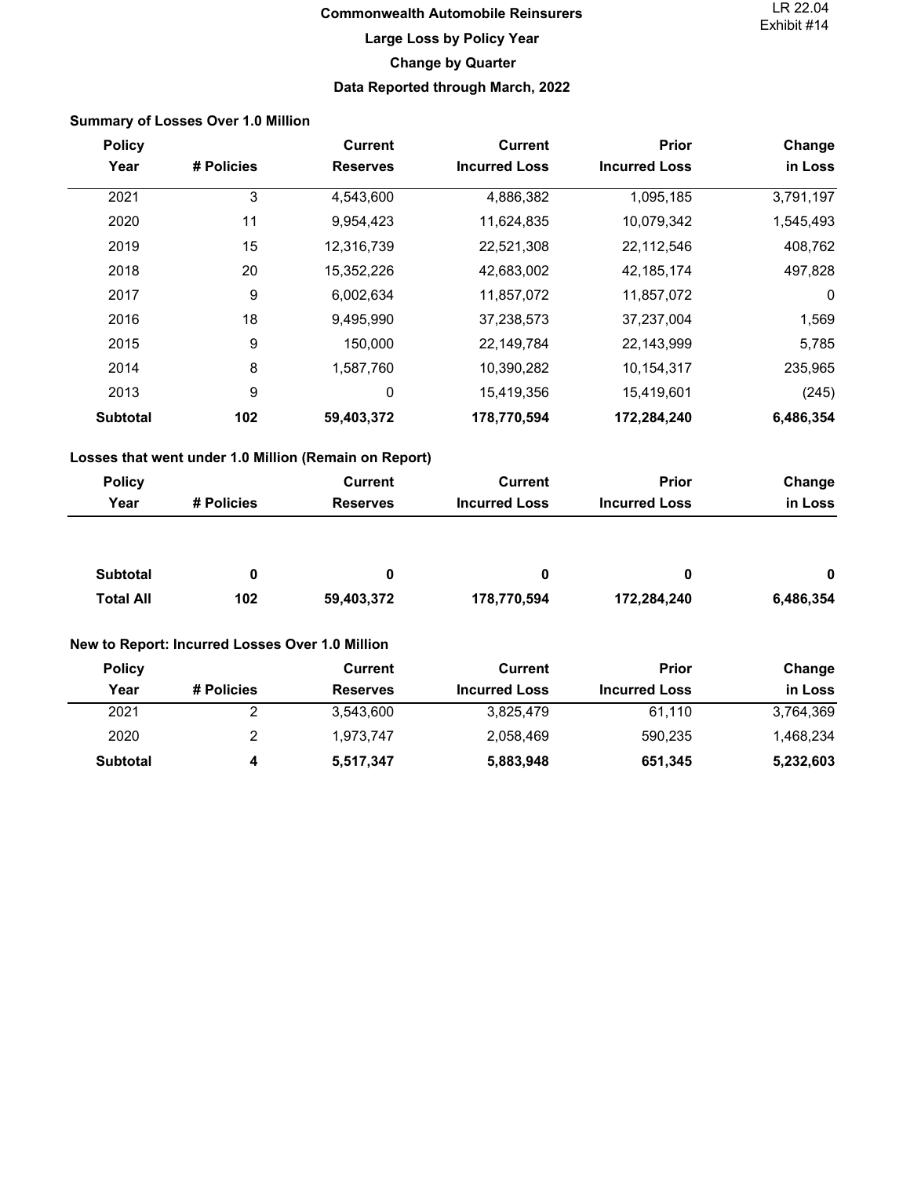LR 22.04
Exhibit #14

# Commonwealth Automobile Reinsurers

## Large Loss by Policy Year

## Change by Quarter

## Data Reported through March, 2022

### Summary of Losses Over 1.0 Million

| Policy Year | # Policies | Current Reserves | Current Incurred Loss | Prior Incurred Loss | Change in Loss |
|---|---|---|---|---|---|
| 2021 | 3 | 4,543,600 | 4,886,382 | 1,095,185 | 3,791,197 |
| 2020 | 11 | 9,954,423 | 11,624,835 | 10,079,342 | 1,545,493 |
| 2019 | 15 | 12,316,739 | 22,521,308 | 22,112,546 | 408,762 |
| 2018 | 20 | 15,352,226 | 42,683,002 | 42,185,174 | 497,828 |
| 2017 | 9 | 6,002,634 | 11,857,072 | 11,857,072 | 0 |
| 2016 | 18 | 9,495,990 | 37,238,573 | 37,237,004 | 1,569 |
| 2015 | 9 | 150,000 | 22,149,784 | 22,143,999 | 5,785 |
| 2014 | 8 | 1,587,760 | 10,390,282 | 10,154,317 | 235,965 |
| 2013 | 9 | 0 | 15,419,356 | 15,419,601 | (245) |
| **Subtotal** | **102** | **59,403,372** | **178,770,594** | **172,284,240** | **6,486,354** |

### Losses that went under 1.0 Million (Remain on Report)

| Policy Year | # Policies | Current Reserves | Current Incurred Loss | Prior Incurred Loss | Change in Loss |
|---|---|---|---|---|---|
| **Subtotal** | **0** | **0** | **0** | **0** | **0** |
| **Total All** | **102** | **59,403,372** | **178,770,594** | **172,284,240** | **6,486,354** |

### New to Report: Incurred Losses Over 1.0 Million

| Policy Year | # Policies | Current Reserves | Current Incurred Loss | Prior Incurred Loss | Change in Loss |
|---|---|---|---|---|---|
| 2021 | 2 | 3,543,600 | 3,825,479 | 61,110 | 3,764,369 |
| 2020 | 2 | 1,973,747 | 2,058,469 | 590,235 | 1,468,234 |
| **Subtotal** | **4** | **5,517,347** | **5,883,948** | **651,345** | **5,232,603** |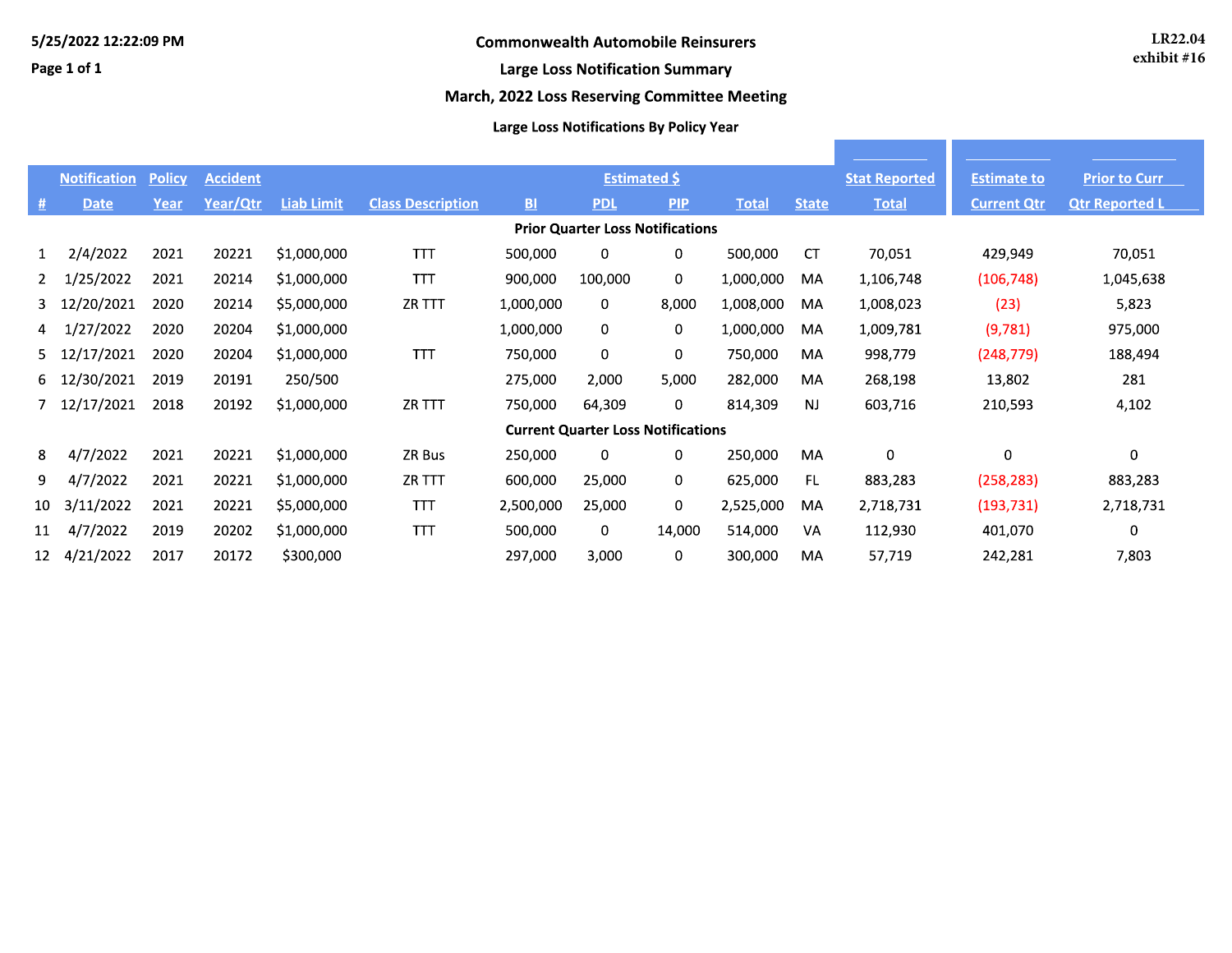5/25/2022 12:22:09 PM

Page 1 of 1

LR22.04
exhibit #16

# Commonwealth Automobile Reinsurers

## Large Loss Notification Summary

## March, 2022 Loss Reserving Committee Meeting

### Large Loss Notifications By Policy Year

| # | Notification Date | Policy Year | Accident Year/Qtr | Liab Limit | Class Description | Estimated $ BI | PDL | PIP | Total | State | Stat Reported Total | Estimate to Current Qtr | Prior to Curr Qtr Reported L |
|---|---|---|---|---|---|---|---|---|---|---|---|---|---|
| | | | | | | **Prior Quarter Loss Notifications** | | | | | | | |
| 1 | 2/4/2022 | 2021 | 20221 | $1,000,000 | TTT | 500,000 | 0 | 0 | 500,000 | CT | 70,051 | 429,949 | 70,051 |
| 2 | 1/25/2022 | 2021 | 20214 | $1,000,000 | TTT | 900,000 | 100,000 | 0 | 1,000,000 | MA | 1,106,748 | (106,748) | 1,045,638 |
| 3 | 12/20/2021 | 2020 | 20214 | $5,000,000 | ZR TTT | 1,000,000 | 0 | 8,000 | 1,008,000 | MA | 1,008,023 | (23) | 5,823 |
| 4 | 1/27/2022 | 2020 | 20204 | $1,000,000 | | 1,000,000 | 0 | 0 | 1,000,000 | MA | 1,009,781 | (9,781) | 975,000 |
| 5 | 12/17/2021 | 2020 | 20204 | $1,000,000 | TTT | 750,000 | 0 | 0 | 750,000 | MA | 998,779 | (248,779) | 188,494 |
| 6 | 12/30/2021 | 2019 | 20191 | 250/500 | | 275,000 | 2,000 | 5,000 | 282,000 | MA | 268,198 | 13,802 | 281 |
| 7 | 12/17/2021 | 2018 | 20192 | $1,000,000 | ZR TTT | 750,000 | 64,309 | 0 | 814,309 | NJ | 603,716 | 210,593 | 4,102 |
| | | | | | | **Current Quarter Loss Notifications** | | | | | | | |
| 8 | 4/7/2022 | 2021 | 20221 | $1,000,000 | ZR Bus | 250,000 | 0 | 0 | 250,000 | MA | 0 | 0 | 0 |
| 9 | 4/7/2022 | 2021 | 20221 | $1,000,000 | ZR TTT | 600,000 | 25,000 | 0 | 625,000 | FL | 883,283 | (258,283) | 883,283 |
| 10 | 3/11/2022 | 2021 | 20221 | $5,000,000 | TTT | 2,500,000 | 25,000 | 0 | 2,525,000 | MA | 2,718,731 | (193,731) | 2,718,731 |
| 11 | 4/7/2022 | 2019 | 20202 | $1,000,000 | TTT | 500,000 | 0 | 14,000 | 514,000 | VA | 112,930 | 401,070 | 0 |
| 12 | 4/21/2022 | 2017 | 20172 | $300,000 | | 297,000 | 3,000 | 0 | 300,000 | MA | 57,719 | 242,281 | 7,803 |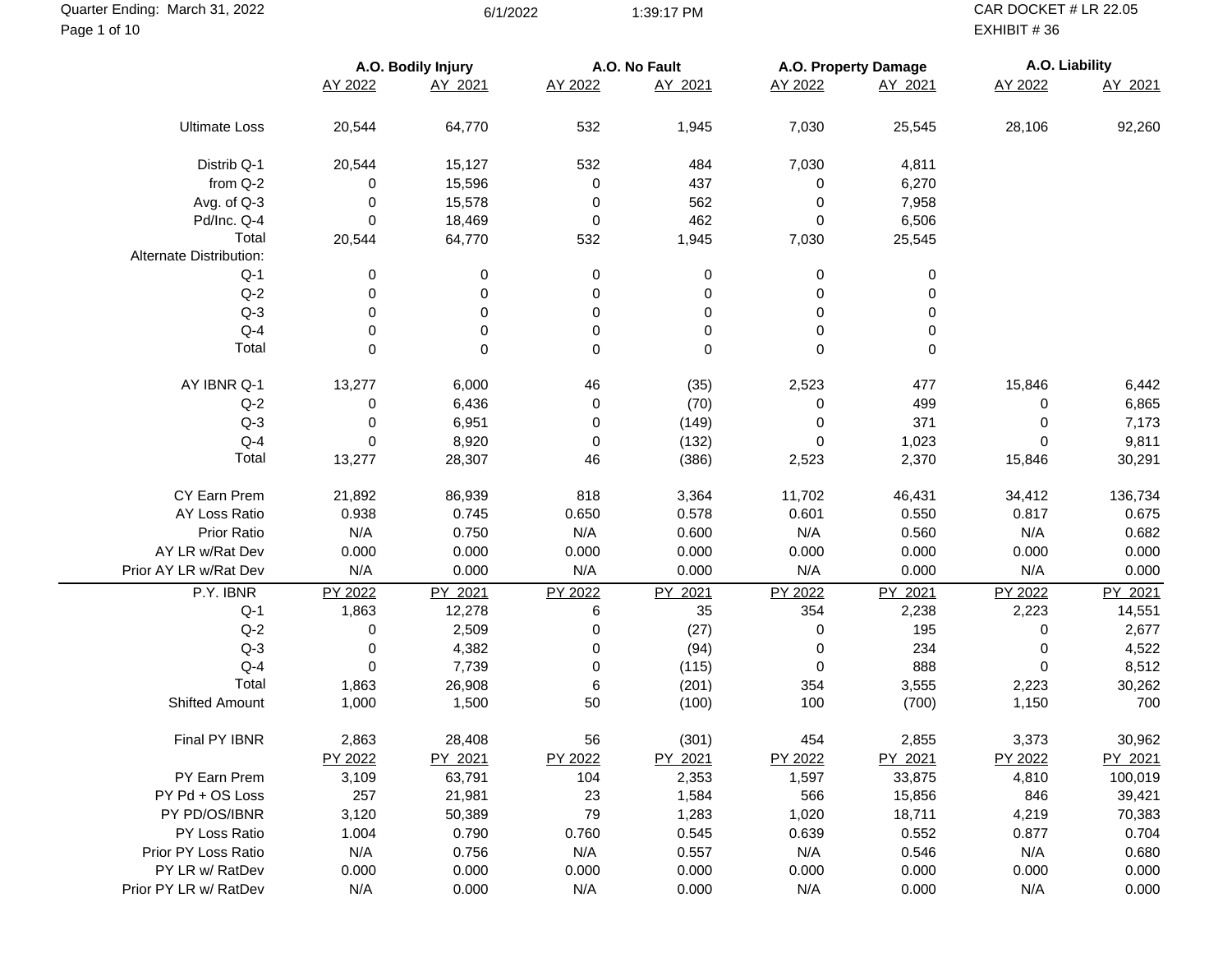Quarter Ending: March 31, 2022

CAR DOCKET # LR 22.05
EXHIBIT # 36

| | A.O. Bodily Injury | | A.O. No Fault | | A.O. Property Damage | | A.O. Liability | |
|---|---|---|---|---|---|---|---|---|
| | AY 2022 | AY 2021 | AY 2022 | AY 2021 | AY 2022 | AY 2021 | AY 2022 | AY 2021 |
| Ultimate Loss | 20,544 | 64,770 | 532 | 1,945 | 7,030 | 25,545 | 28,106 | 92,260 |
| Distrib Q-1 | 20,544 | 15,127 | 532 | 484 | 7,030 | 4,811 | | |
| from Q-2 | 0 | 15,596 | 0 | 437 | 0 | 6,270 | | |
| Avg. of Q-3 | 0 | 15,578 | 0 | 562 | 0 | 7,958 | | |
| Pd/Inc. Q-4 | 0 | 18,469 | 0 | 462 | 0 | 6,506 | | |
| Total | 20,544 | 64,770 | 532 | 1,945 | 7,030 | 25,545 | | |
| Alternate Distribution: | | | | | | | | |
| Q-1 | 0 | 0 | 0 | 0 | 0 | 0 | | |
| Q-2 | 0 | 0 | 0 | 0 | 0 | 0 | | |
| Q-3 | 0 | 0 | 0 | 0 | 0 | 0 | | |
| Q-4 | 0 | 0 | 0 | 0 | 0 | 0 | | |
| Total | 0 | 0 | 0 | 0 | 0 | 0 | | |
| AY IBNR Q-1 | 13,277 | 6,000 | 46 | (35) | 2,523 | 477 | 15,846 | 6,442 |
| Q-2 | 0 | 6,436 | 0 | (70) | 0 | 499 | 0 | 6,865 |
| Q-3 | 0 | 6,951 | 0 | (149) | 0 | 371 | 0 | 7,173 |
| Q-4 | 0 | 8,920 | 0 | (132) | 0 | 1,023 | 0 | 9,811 |
| Total | 13,277 | 28,307 | 46 | (386) | 2,523 | 2,370 | 15,846 | 30,291 |
| CY Earn Prem | 21,892 | 86,939 | 818 | 3,364 | 11,702 | 46,431 | 34,412 | 136,734 |
| AY Loss Ratio | 0.938 | 0.745 | 0.650 | 0.578 | 0.601 | 0.550 | 0.817 | 0.675 |
| Prior Ratio | N/A | 0.750 | N/A | 0.600 | N/A | 0.560 | N/A | 0.682 |
| AY LR w/Rat Dev | 0.000 | 0.000 | 0.000 | 0.000 | 0.000 | 0.000 | 0.000 | 0.000 |
| Prior AY LR w/Rat Dev | N/A | 0.000 | N/A | 0.000 | N/A | 0.000 | N/A | 0.000 |
| P.Y. IBNR | PY 2022 | PY 2021 | PY 2022 | PY 2021 | PY 2022 | PY 2021 | PY 2022 | PY 2021 |
| Q-1 | 1,863 | 12,278 | 6 | 35 | 354 | 2,238 | 2,223 | 14,551 |
| Q-2 | 0 | 2,509 | 0 | (27) | 0 | 195 | 0 | 2,677 |
| Q-3 | 0 | 4,382 | 0 | (94) | 0 | 234 | 0 | 4,522 |
| Q-4 | 0 | 7,739 | 0 | (115) | 0 | 888 | 0 | 8,512 |
| Total | 1,863 | 26,908 | 6 | (201) | 354 | 3,555 | 2,223 | 30,262 |
| Shifted Amount | 1,000 | 1,500 | 50 | (100) | 100 | (700) | 1,150 | 700 |
| Final PY IBNR | 2,863 | 28,408 | 56 | (301) | 454 | 2,855 | 3,373 | 30,962 |
| | PY 2022 | PY 2021 | PY 2022 | PY 2021 | PY 2022 | PY 2021 | PY 2022 | PY 2021 |
| PY Earn Prem | 3,109 | 63,791 | 104 | 2,353 | 1,597 | 33,875 | 4,810 | 100,019 |
| PY Pd + OS Loss | 257 | 21,981 | 23 | 1,584 | 566 | 15,856 | 846 | 39,421 |
| PY PD/OS/IBNR | 3,120 | 50,389 | 79 | 1,283 | 1,020 | 18,711 | 4,219 | 70,383 |
| PY Loss Ratio | 1.004 | 0.790 | 0.760 | 0.545 | 0.639 | 0.552 | 0.877 | 0.704 |
| Prior PY Loss Ratio | N/A | 0.756 | N/A | 0.557 | N/A | 0.546 | N/A | 0.680 |
| PY LR w/ RatDev | 0.000 | 0.000 | 0.000 | 0.000 | 0.000 | 0.000 | 0.000 | 0.000 |
| Prior PY LR w/ RatDev | N/A | 0.000 | N/A | 0.000 | N/A | 0.000 | N/A | 0.000 |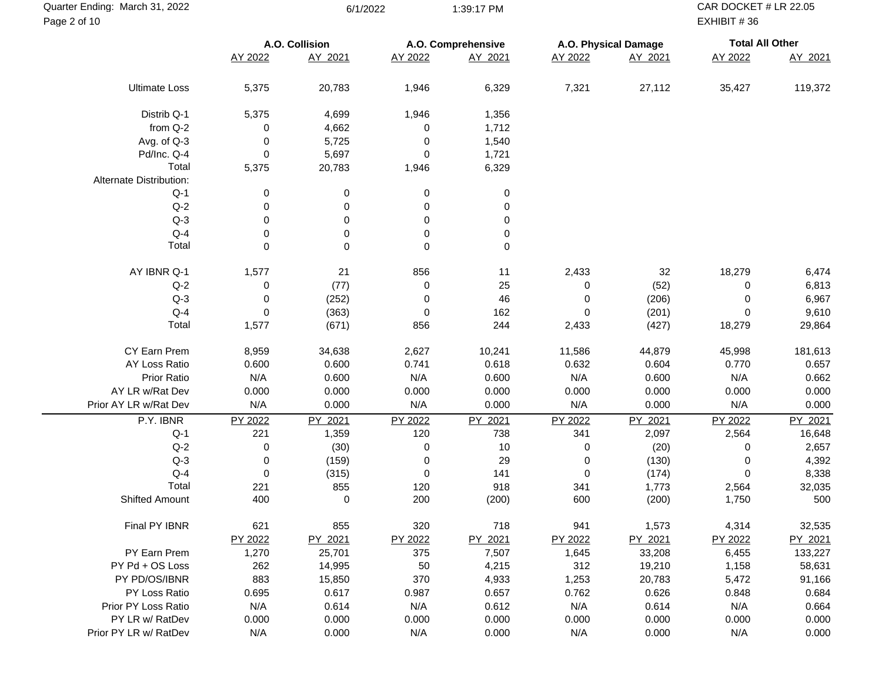Quarter Ending: March 31, 2022

6/1/2022 1:39:17 PM

CAR DOCKET # LR 22.05
EXHIBIT # 36

| | A.O. Collision | | A.O. Comprehensive | | A.O. Physical Damage | | Total All Other | |
|---|---|---|---|---|---|---|---|---|
| | AY 2022 | AY 2021 | AY 2022 | AY 2021 | AY 2022 | AY 2021 | AY 2022 | AY 2021 |
| Ultimate Loss | 5,375 | 20,783 | 1,946 | 6,329 | 7,321 | 27,112 | 35,427 | 119,372 |
| Distrib Q-1 | 5,375 | 4,699 | 1,946 | 1,356 | | | | |
| from Q-2 | 0 | 4,662 | 0 | 1,712 | | | | |
| Avg. of Q-3 | 0 | 5,725 | 0 | 1,540 | | | | |
| Pd/Inc. Q-4 | 0 | 5,697 | 0 | 1,721 | | | | |
| Total | 5,375 | 20,783 | 1,946 | 6,329 | | | | |
| Alternate Distribution: | | | | | | | | |
| Q-1 | 0 | 0 | 0 | 0 | | | | |
| Q-2 | 0 | 0 | 0 | 0 | | | | |
| Q-3 | 0 | 0 | 0 | 0 | | | | |
| Q-4 | 0 | 0 | 0 | 0 | | | | |
| Total | 0 | 0 | 0 | 0 | | | | |
| AY IBNR Q-1 | 1,577 | 21 | 856 | 11 | 2,433 | 32 | 18,279 | 6,474 |
| Q-2 | 0 | (77) | 0 | 25 | 0 | (52) | 0 | 6,813 |
| Q-3 | 0 | (252) | 0 | 46 | 0 | (206) | 0 | 6,967 |
| Q-4 | 0 | (363) | 0 | 162 | 0 | (201) | 0 | 9,610 |
| Total | 1,577 | (671) | 856 | 244 | 2,433 | (427) | 18,279 | 29,864 |
| CY Earn Prem | 8,959 | 34,638 | 2,627 | 10,241 | 11,586 | 44,879 | 45,998 | 181,613 |
| AY Loss Ratio | 0.600 | 0.600 | 0.741 | 0.618 | 0.632 | 0.604 | 0.770 | 0.657 |
| Prior Ratio | N/A | 0.600 | N/A | 0.600 | N/A | 0.600 | N/A | 0.662 |
| AY LR w/Rat Dev | 0.000 | 0.000 | 0.000 | 0.000 | 0.000 | 0.000 | 0.000 | 0.000 |
| Prior AY LR w/Rat Dev | N/A | 0.000 | N/A | 0.000 | N/A | 0.000 | N/A | 0.000 |
| P.Y. IBNR | PY 2022 | PY 2021 | PY 2022 | PY 2021 | PY 2022 | PY 2021 | PY 2022 | PY 2021 |
| Q-1 | 221 | 1,359 | 120 | 738 | 341 | 2,097 | 2,564 | 16,648 |
| Q-2 | 0 | (30) | 0 | 10 | 0 | (20) | 0 | 2,657 |
| Q-3 | 0 | (159) | 0 | 29 | 0 | (130) | 0 | 4,392 |
| Q-4 | 0 | (315) | 0 | 141 | 0 | (174) | 0 | 8,338 |
| Total | 221 | 855 | 120 | 918 | 341 | 1,773 | 2,564 | 32,035 |
| Shifted Amount | 400 | 0 | 200 | (200) | 600 | (200) | 1,750 | 500 |
| Final PY IBNR | 621 | 855 | 320 | 718 | 941 | 1,573 | 4,314 | 32,535 |
| | PY 2022 | PY 2021 | PY 2022 | PY 2021 | PY 2022 | PY 2021 | PY 2022 | PY 2021 |
| PY Earn Prem | 1,270 | 25,701 | 375 | 7,507 | 1,645 | 33,208 | 6,455 | 133,227 |
| PY Pd + OS Loss | 262 | 14,995 | 50 | 4,215 | 312 | 19,210 | 1,158 | 58,631 |
| PY PD/OS/IBNR | 883 | 15,850 | 370 | 4,933 | 1,253 | 20,783 | 5,472 | 91,166 |
| PY Loss Ratio | 0.695 | 0.617 | 0.987 | 0.657 | 0.762 | 0.626 | 0.848 | 0.684 |
| Prior PY Loss Ratio | N/A | 0.614 | N/A | 0.612 | N/A | 0.614 | N/A | 0.664 |
| PY LR w/ RatDev | 0.000 | 0.000 | 0.000 | 0.000 | 0.000 | 0.000 | 0.000 | 0.000 |
| Prior PY LR w/ RatDev | N/A | 0.000 | N/A | 0.000 | N/A | 0.000 | N/A | 0.000 |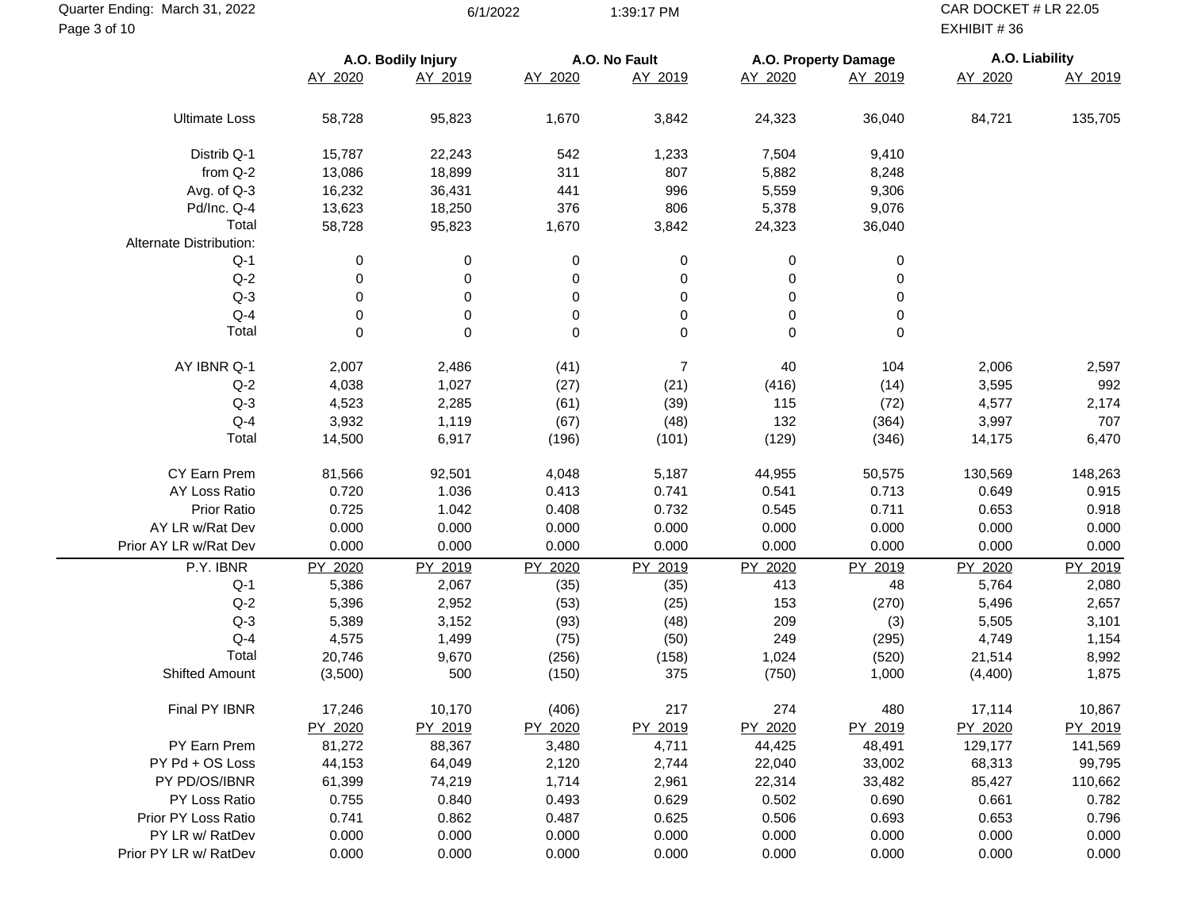Quarter Ending: March 31, 2022 — CAR DOCKET # LR 22.05 — EXHIBIT # 36

| | A.O. Bodily Injury | | A.O. No Fault | | A.O. Property Damage | | A.O. Liability | |
|---|---|---|---|---|---|---|---|---|
| | AY 2020 | AY 2019 | AY 2020 | AY 2019 | AY 2020 | AY 2019 | AY 2020 | AY 2019 |
| Ultimate Loss | 58,728 | 95,823 | 1,670 | 3,842 | 24,323 | 36,040 | 84,721 | 135,705 |
| Distrib Q-1 | 15,787 | 22,243 | 542 | 1,233 | 7,504 | 9,410 | | |
| from Q-2 | 13,086 | 18,899 | 311 | 807 | 5,882 | 8,248 | | |
| Avg. of Q-3 | 16,232 | 36,431 | 441 | 996 | 5,559 | 9,306 | | |
| Pd/Inc. Q-4 | 13,623 | 18,250 | 376 | 806 | 5,378 | 9,076 | | |
| Total | 58,728 | 95,823 | 1,670 | 3,842 | 24,323 | 36,040 | | |
| Alternate Distribution: | | | | | | | | |
| Q-1 | 0 | 0 | 0 | 0 | 0 | 0 | | |
| Q-2 | 0 | 0 | 0 | 0 | 0 | 0 | | |
| Q-3 | 0 | 0 | 0 | 0 | 0 | 0 | | |
| Q-4 | 0 | 0 | 0 | 0 | 0 | 0 | | |
| Total | 0 | 0 | 0 | 0 | 0 | 0 | | |
| AY IBNR Q-1 | 2,007 | 2,486 | (41) | 7 | 40 | 104 | 2,006 | 2,597 |
| Q-2 | 4,038 | 1,027 | (27) | (21) | (416) | (14) | 3,595 | 992 |
| Q-3 | 4,523 | 2,285 | (61) | (39) | 115 | (72) | 4,577 | 2,174 |
| Q-4 | 3,932 | 1,119 | (67) | (48) | 132 | (364) | 3,997 | 707 |
| Total | 14,500 | 6,917 | (196) | (101) | (129) | (346) | 14,175 | 6,470 |
| CY Earn Prem | 81,566 | 92,501 | 4,048 | 5,187 | 44,955 | 50,575 | 130,569 | 148,263 |
| AY Loss Ratio | 0.720 | 1.036 | 0.413 | 0.741 | 0.541 | 0.713 | 0.649 | 0.915 |
| Prior Ratio | 0.725 | 1.042 | 0.408 | 0.732 | 0.545 | 0.711 | 0.653 | 0.918 |
| AY LR w/Rat Dev | 0.000 | 0.000 | 0.000 | 0.000 | 0.000 | 0.000 | 0.000 | 0.000 |
| Prior AY LR w/Rat Dev | 0.000 | 0.000 | 0.000 | 0.000 | 0.000 | 0.000 | 0.000 | 0.000 |
| P.Y. IBNR | PY 2020 | PY 2019 | PY 2020 | PY 2019 | PY 2020 | PY 2019 | PY 2020 | PY 2019 |
| Q-1 | 5,386 | 2,067 | (35) | (35) | 413 | 48 | 5,764 | 2,080 |
| Q-2 | 5,396 | 2,952 | (53) | (25) | 153 | (270) | 5,496 | 2,657 |
| Q-3 | 5,389 | 3,152 | (93) | (48) | 209 | (3) | 5,505 | 3,101 |
| Q-4 | 4,575 | 1,499 | (75) | (50) | 249 | (295) | 4,749 | 1,154 |
| Total | 20,746 | 9,670 | (256) | (158) | 1,024 | (520) | 21,514 | 8,992 |
| Shifted Amount | (3,500) | 500 | (150) | 375 | (750) | 1,000 | (4,400) | 1,875 |
| Final PY IBNR | 17,246 | 10,170 | (406) | 217 | 274 | 480 | 17,114 | 10,867 |
| | PY 2020 | PY 2019 | PY 2020 | PY 2019 | PY 2020 | PY 2019 | PY 2020 | PY 2019 |
| PY Earn Prem | 81,272 | 88,367 | 3,480 | 4,711 | 44,425 | 48,491 | 129,177 | 141,569 |
| PY Pd + OS Loss | 44,153 | 64,049 | 2,120 | 2,744 | 22,040 | 33,002 | 68,313 | 99,795 |
| PY PD/OS/IBNR | 61,399 | 74,219 | 1,714 | 2,961 | 22,314 | 33,482 | 85,427 | 110,662 |
| PY Loss Ratio | 0.755 | 0.840 | 0.493 | 0.629 | 0.502 | 0.690 | 0.661 | 0.782 |
| Prior PY Loss Ratio | 0.741 | 0.862 | 0.487 | 0.625 | 0.506 | 0.693 | 0.653 | 0.796 |
| PY LR w/ RatDev | 0.000 | 0.000 | 0.000 | 0.000 | 0.000 | 0.000 | 0.000 | 0.000 |
| Prior PY LR w/ RatDev | 0.000 | 0.000 | 0.000 | 0.000 | 0.000 | 0.000 | 0.000 | 0.000 |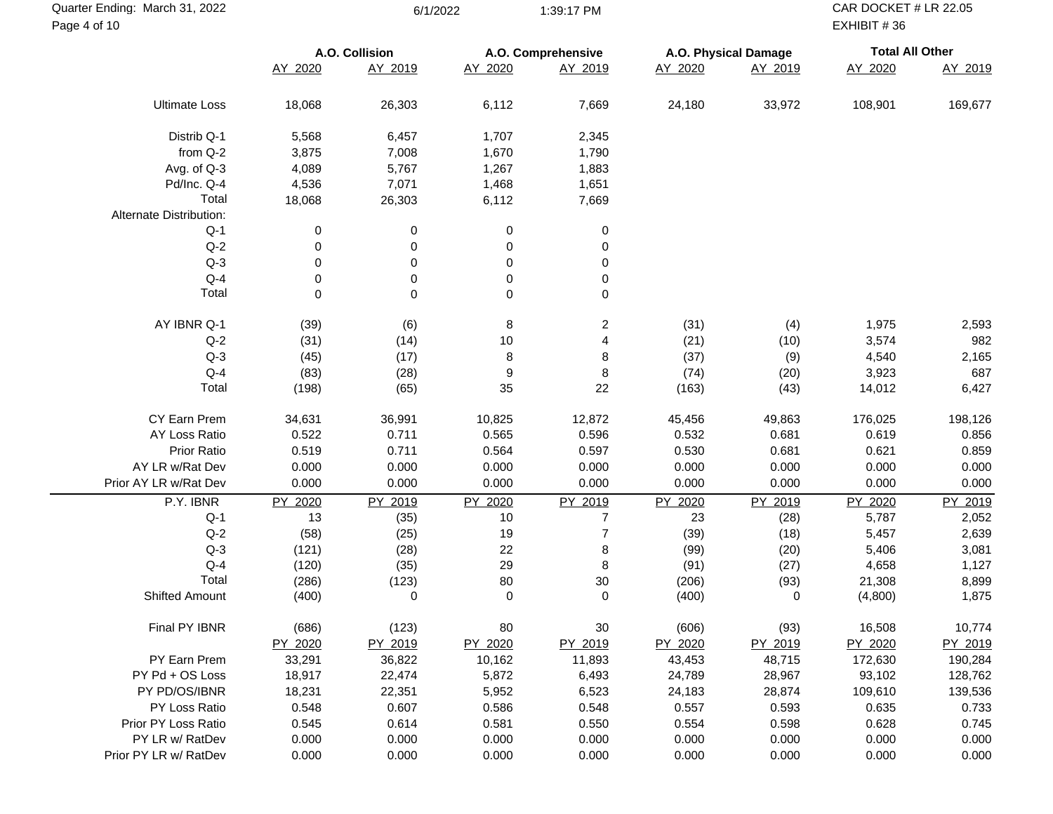Quarter Ending: March 31, 2022

CAR DOCKET # LR 22.05
EXHIBIT # 36

| | A.O. Collision | | A.O. Comprehensive | | A.O. Physical Damage | | Total All Other | |
|---|---|---|---|---|---|---|---|---|
| | AY 2020 | AY 2019 | AY 2020 | AY 2019 | AY 2020 | AY 2019 | AY 2020 | AY 2019 |
| Ultimate Loss | 18,068 | 26,303 | 6,112 | 7,669 | 24,180 | 33,972 | 108,901 | 169,677 |
| Distrib Q-1 | 5,568 | 6,457 | 1,707 | 2,345 | | | | |
| from Q-2 | 3,875 | 7,008 | 1,670 | 1,790 | | | | |
| Avg. of Q-3 | 4,089 | 5,767 | 1,267 | 1,883 | | | | |
| Pd/Inc. Q-4 | 4,536 | 7,071 | 1,468 | 1,651 | | | | |
| Total | 18,068 | 26,303 | 6,112 | 7,669 | | | | |
| Alternate Distribution: | | | | | | | | |
| Q-1 | 0 | 0 | 0 | 0 | | | | |
| Q-2 | 0 | 0 | 0 | 0 | | | | |
| Q-3 | 0 | 0 | 0 | 0 | | | | |
| Q-4 | 0 | 0 | 0 | 0 | | | | |
| Total | 0 | 0 | 0 | 0 | | | | |
| AY IBNR Q-1 | (39) | (6) | 8 | 2 | (31) | (4) | 1,975 | 2,593 |
| Q-2 | (31) | (14) | 10 | 4 | (21) | (10) | 3,574 | 982 |
| Q-3 | (45) | (17) | 8 | 8 | (37) | (9) | 4,540 | 2,165 |
| Q-4 | (83) | (28) | 9 | 8 | (74) | (20) | 3,923 | 687 |
| Total | (198) | (65) | 35 | 22 | (163) | (43) | 14,012 | 6,427 |
| CY Earn Prem | 34,631 | 36,991 | 10,825 | 12,872 | 45,456 | 49,863 | 176,025 | 198,126 |
| AY Loss Ratio | 0.522 | 0.711 | 0.565 | 0.596 | 0.532 | 0.681 | 0.619 | 0.856 |
| Prior Ratio | 0.519 | 0.711 | 0.564 | 0.597 | 0.530 | 0.681 | 0.621 | 0.859 |
| AY LR w/Rat Dev | 0.000 | 0.000 | 0.000 | 0.000 | 0.000 | 0.000 | 0.000 | 0.000 |
| Prior AY LR w/Rat Dev | 0.000 | 0.000 | 0.000 | 0.000 | 0.000 | 0.000 | 0.000 | 0.000 |
| P.Y. IBNR | PY 2020 | PY 2019 | PY 2020 | PY 2019 | PY 2020 | PY 2019 | PY 2020 | PY 2019 |
| Q-1 | 13 | (35) | 10 | 7 | 23 | (28) | 5,787 | 2,052 |
| Q-2 | (58) | (25) | 19 | 7 | (39) | (18) | 5,457 | 2,639 |
| Q-3 | (121) | (28) | 22 | 8 | (99) | (20) | 5,406 | 3,081 |
| Q-4 | (120) | (35) | 29 | 8 | (91) | (27) | 4,658 | 1,127 |
| Total | (286) | (123) | 80 | 30 | (206) | (93) | 21,308 | 8,899 |
| Shifted Amount | (400) | 0 | 0 | 0 | (400) | 0 | (4,800) | 1,875 |
| Final PY IBNR | (686) | (123) | 80 | 30 | (606) | (93) | 16,508 | 10,774 |
| | PY 2020 | PY 2019 | PY 2020 | PY 2019 | PY 2020 | PY 2019 | PY 2020 | PY 2019 |
| PY Earn Prem | 33,291 | 36,822 | 10,162 | 11,893 | 43,453 | 48,715 | 172,630 | 190,284 |
| PY Pd + OS Loss | 18,917 | 22,474 | 5,872 | 6,493 | 24,789 | 28,967 | 93,102 | 128,762 |
| PY PD/OS/IBNR | 18,231 | 22,351 | 5,952 | 6,523 | 24,183 | 28,874 | 109,610 | 139,536 |
| PY Loss Ratio | 0.548 | 0.607 | 0.586 | 0.548 | 0.557 | 0.593 | 0.635 | 0.733 |
| Prior PY Loss Ratio | 0.545 | 0.614 | 0.581 | 0.550 | 0.554 | 0.598 | 0.628 | 0.745 |
| PY LR w/ RatDev | 0.000 | 0.000 | 0.000 | 0.000 | 0.000 | 0.000 | 0.000 | 0.000 |
| Prior PY LR w/ RatDev | 0.000 | 0.000 | 0.000 | 0.000 | 0.000 | 0.000 | 0.000 | 0.000 |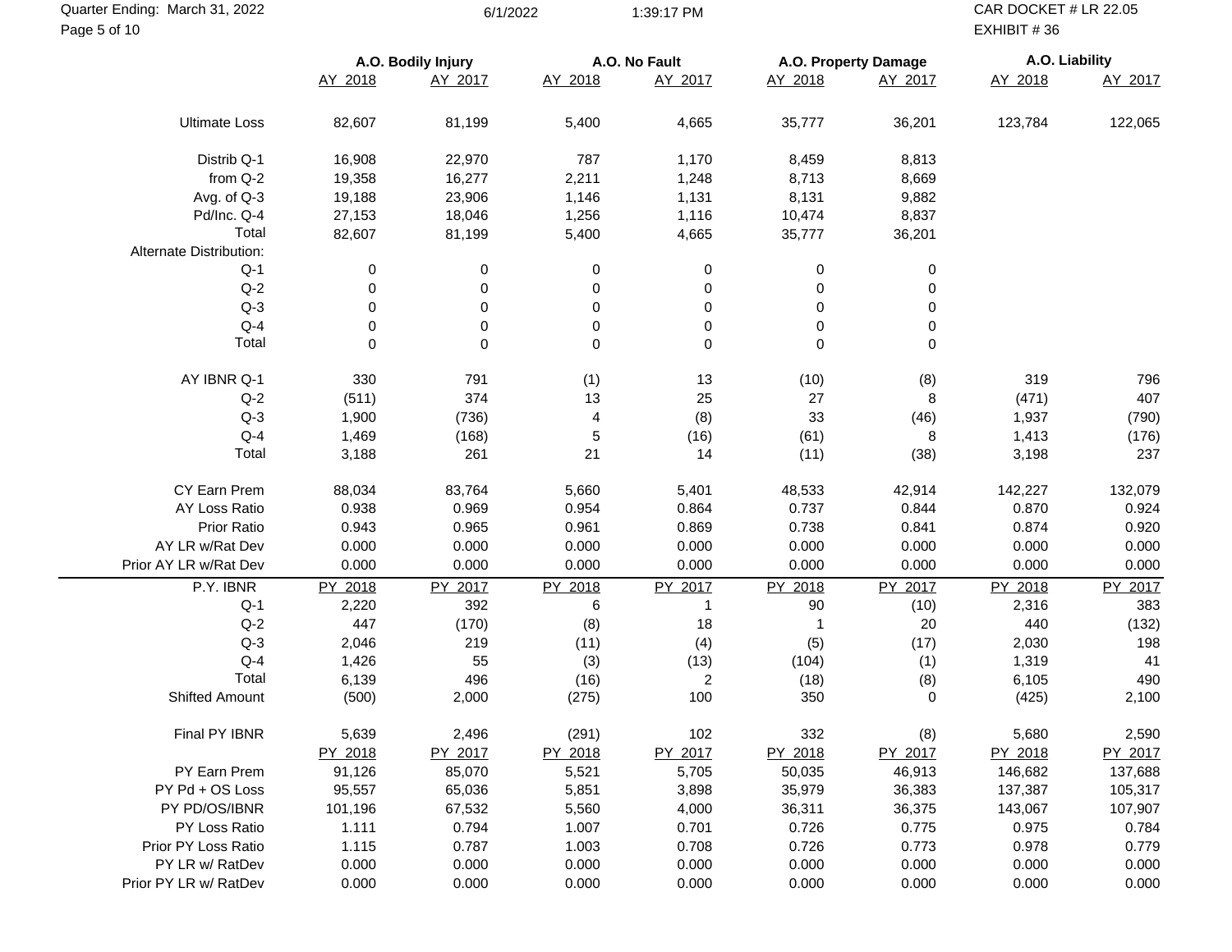Quarter Ending: March 31, 2022

CAR DOCKET # LR 22.05
EXHIBIT # 36

| | A.O. Bodily Injury | | A.O. No Fault | | A.O. Property Damage | | A.O. Liability | |
|---|---|---|---|---|---|---|---|---|
| | AY 2018 | AY 2017 | AY 2018 | AY 2017 | AY 2018 | AY 2017 | AY 2018 | AY 2017 |
| Ultimate Loss | 82,607 | 81,199 | 5,400 | 4,665 | 35,777 | 36,201 | 123,784 | 122,065 |
| Distrib Q-1 | 16,908 | 22,970 | 787 | 1,170 | 8,459 | 8,813 | | |
| from Q-2 | 19,358 | 16,277 | 2,211 | 1,248 | 8,713 | 8,669 | | |
| Avg. of Q-3 | 19,188 | 23,906 | 1,146 | 1,131 | 8,131 | 9,882 | | |
| Pd/Inc. Q-4 | 27,153 | 18,046 | 1,256 | 1,116 | 10,474 | 8,837 | | |
| Total | 82,607 | 81,199 | 5,400 | 4,665 | 35,777 | 36,201 | | |
| Alternate Distribution: | | | | | | | | |
| Q-1 | 0 | 0 | 0 | 0 | 0 | 0 | | |
| Q-2 | 0 | 0 | 0 | 0 | 0 | 0 | | |
| Q-3 | 0 | 0 | 0 | 0 | 0 | 0 | | |
| Q-4 | 0 | 0 | 0 | 0 | 0 | 0 | | |
| Total | 0 | 0 | 0 | 0 | 0 | 0 | | |
| AY IBNR Q-1 | 330 | 791 | (1) | 13 | (10) | (8) | 319 | 796 |
| Q-2 | (511) | 374 | 13 | 25 | 27 | 8 | (471) | 407 |
| Q-3 | 1,900 | (736) | 4 | (8) | 33 | (46) | 1,937 | (790) |
| Q-4 | 1,469 | (168) | 5 | (16) | (61) | 8 | 1,413 | (176) |
| Total | 3,188 | 261 | 21 | 14 | (11) | (38) | 3,198 | 237 |
| CY Earn Prem | 88,034 | 83,764 | 5,660 | 5,401 | 48,533 | 42,914 | 142,227 | 132,079 |
| AY Loss Ratio | 0.938 | 0.969 | 0.954 | 0.864 | 0.737 | 0.844 | 0.870 | 0.924 |
| Prior Ratio | 0.943 | 0.965 | 0.961 | 0.869 | 0.738 | 0.841 | 0.874 | 0.920 |
| AY LR w/Rat Dev | 0.000 | 0.000 | 0.000 | 0.000 | 0.000 | 0.000 | 0.000 | 0.000 |
| Prior AY LR w/Rat Dev | 0.000 | 0.000 | 0.000 | 0.000 | 0.000 | 0.000 | 0.000 | 0.000 |
| P.Y. IBNR | PY 2018 | PY 2017 | PY 2018 | PY 2017 | PY 2018 | PY 2017 | PY 2018 | PY 2017 |
| Q-1 | 2,220 | 392 | 6 | 1 | 90 | (10) | 2,316 | 383 |
| Q-2 | 447 | (170) | (8) | 18 | 1 | 20 | 440 | (132) |
| Q-3 | 2,046 | 219 | (11) | (4) | (5) | (17) | 2,030 | 198 |
| Q-4 | 1,426 | 55 | (3) | (13) | (104) | (1) | 1,319 | 41 |
| Total | 6,139 | 496 | (16) | 2 | (18) | (8) | 6,105 | 490 |
| Shifted Amount | (500) | 2,000 | (275) | 100 | 350 | 0 | (425) | 2,100 |
| Final PY IBNR | 5,639 | 2,496 | (291) | 102 | 332 | (8) | 5,680 | 2,590 |
| | PY 2018 | PY 2017 | PY 2018 | PY 2017 | PY 2018 | PY 2017 | PY 2018 | PY 2017 |
| PY Earn Prem | 91,126 | 85,070 | 5,521 | 5,705 | 50,035 | 46,913 | 146,682 | 137,688 |
| PY Pd + OS Loss | 95,557 | 65,036 | 5,851 | 3,898 | 35,979 | 36,383 | 137,387 | 105,317 |
| PY PD/OS/IBNR | 101,196 | 67,532 | 5,560 | 4,000 | 36,311 | 36,375 | 143,067 | 107,907 |
| PY Loss Ratio | 1.111 | 0.794 | 1.007 | 0.701 | 0.726 | 0.775 | 0.975 | 0.784 |
| Prior PY Loss Ratio | 1.115 | 0.787 | 1.003 | 0.708 | 0.726 | 0.773 | 0.978 | 0.779 |
| PY LR w/ RatDev | 0.000 | 0.000 | 0.000 | 0.000 | 0.000 | 0.000 | 0.000 | 0.000 |
| Prior PY LR w/ RatDev | 0.000 | 0.000 | 0.000 | 0.000 | 0.000 | 0.000 | 0.000 | 0.000 |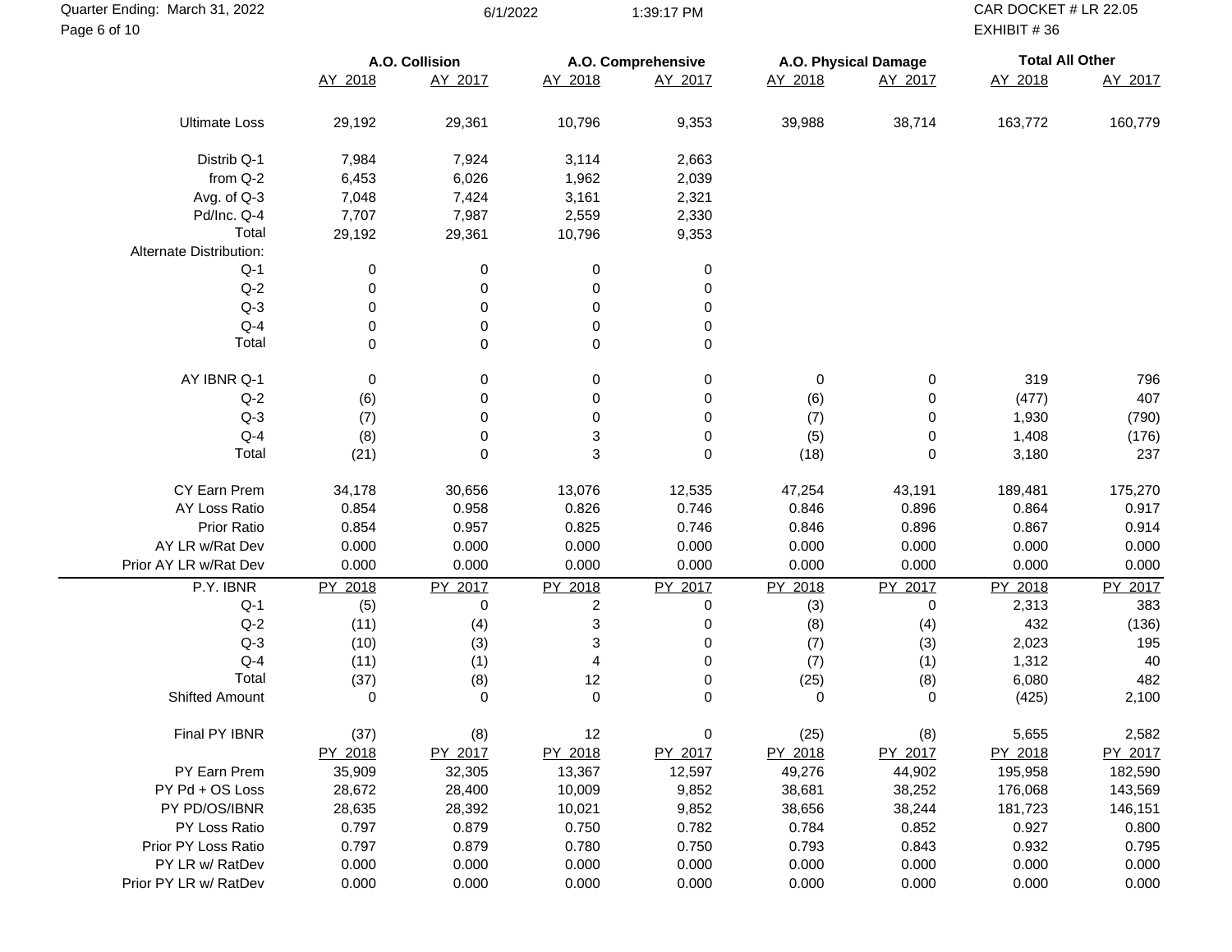Quarter Ending: March 31, 2022

CAR DOCKET # LR 22.05
EXHIBIT # 36

| | A.O. Collision | | A.O. Comprehensive | | A.O. Physical Damage | | Total All Other | |
|---|---|---|---|---|---|---|---|---|
| | AY 2018 | AY 2017 | AY 2018 | AY 2017 | AY 2018 | AY 2017 | AY 2018 | AY 2017 |
| Ultimate Loss | 29,192 | 29,361 | 10,796 | 9,353 | 39,988 | 38,714 | 163,772 | 160,779 |
| Distrib Q-1 | 7,984 | 7,924 | 3,114 | 2,663 | | | | |
| from Q-2 | 6,453 | 6,026 | 1,962 | 2,039 | | | | |
| Avg. of Q-3 | 7,048 | 7,424 | 3,161 | 2,321 | | | | |
| Pd/Inc. Q-4 | 7,707 | 7,987 | 2,559 | 2,330 | | | | |
| Total | 29,192 | 29,361 | 10,796 | 9,353 | | | | |
| Alternate Distribution: | | | | | | | | |
| Q-1 | 0 | 0 | 0 | 0 | | | | |
| Q-2 | 0 | 0 | 0 | 0 | | | | |
| Q-3 | 0 | 0 | 0 | 0 | | | | |
| Q-4 | 0 | 0 | 0 | 0 | | | | |
| Total | 0 | 0 | 0 | 0 | | | | |
| AY IBNR Q-1 | 0 | 0 | 0 | 0 | 0 | 0 | 319 | 796 |
| Q-2 | (6) | 0 | 0 | 0 | (6) | 0 | (477) | 407 |
| Q-3 | (7) | 0 | 0 | 0 | (7) | 0 | 1,930 | (790) |
| Q-4 | (8) | 0 | 3 | 0 | (5) | 0 | 1,408 | (176) |
| Total | (21) | 0 | 3 | 0 | (18) | 0 | 3,180 | 237 |
| CY Earn Prem | 34,178 | 30,656 | 13,076 | 12,535 | 47,254 | 43,191 | 189,481 | 175,270 |
| AY Loss Ratio | 0.854 | 0.958 | 0.826 | 0.746 | 0.846 | 0.896 | 0.864 | 0.917 |
| Prior Ratio | 0.854 | 0.957 | 0.825 | 0.746 | 0.846 | 0.896 | 0.867 | 0.914 |
| AY LR w/Rat Dev | 0.000 | 0.000 | 0.000 | 0.000 | 0.000 | 0.000 | 0.000 | 0.000 |
| Prior AY LR w/Rat Dev | 0.000 | 0.000 | 0.000 | 0.000 | 0.000 | 0.000 | 0.000 | 0.000 |

| P.Y. IBNR | PY 2018 | PY 2017 | PY 2018 | PY 2017 | PY 2018 | PY 2017 | PY 2018 | PY 2017 |
|---|---|---|---|---|---|---|---|---|
| Q-1 | (5) | 0 | 2 | 0 | (3) | 0 | 2,313 | 383 |
| Q-2 | (11) | (4) | 3 | 0 | (8) | (4) | 432 | (136) |
| Q-3 | (10) | (3) | 3 | 0 | (7) | (3) | 2,023 | 195 |
| Q-4 | (11) | (1) | 4 | 0 | (7) | (1) | 1,312 | 40 |
| Total | (37) | (8) | 12 | 0 | (25) | (8) | 6,080 | 482 |
| Shifted Amount | 0 | 0 | 0 | 0 | 0 | 0 | (425) | 2,100 |
| Final PY IBNR | (37) | (8) | 12 | 0 | (25) | (8) | 5,655 | 2,582 |
| | PY 2018 | PY 2017 | PY 2018 | PY 2017 | PY 2018 | PY 2017 | PY 2018 | PY 2017 |
| PY Earn Prem | 35,909 | 32,305 | 13,367 | 12,597 | 49,276 | 44,902 | 195,958 | 182,590 |
| PY Pd + OS Loss | 28,672 | 28,400 | 10,009 | 9,852 | 38,681 | 38,252 | 176,068 | 143,569 |
| PY PD/OS/IBNR | 28,635 | 28,392 | 10,021 | 9,852 | 38,656 | 38,244 | 181,723 | 146,151 |
| PY Loss Ratio | 0.797 | 0.879 | 0.750 | 0.782 | 0.784 | 0.852 | 0.927 | 0.800 |
| Prior PY Loss Ratio | 0.797 | 0.879 | 0.780 | 0.750 | 0.793 | 0.843 | 0.932 | 0.795 |
| PY LR w/ RatDev | 0.000 | 0.000 | 0.000 | 0.000 | 0.000 | 0.000 | 0.000 | 0.000 |
| Prior PY LR w/ RatDev | 0.000 | 0.000 | 0.000 | 0.000 | 0.000 | 0.000 | 0.000 | 0.000 |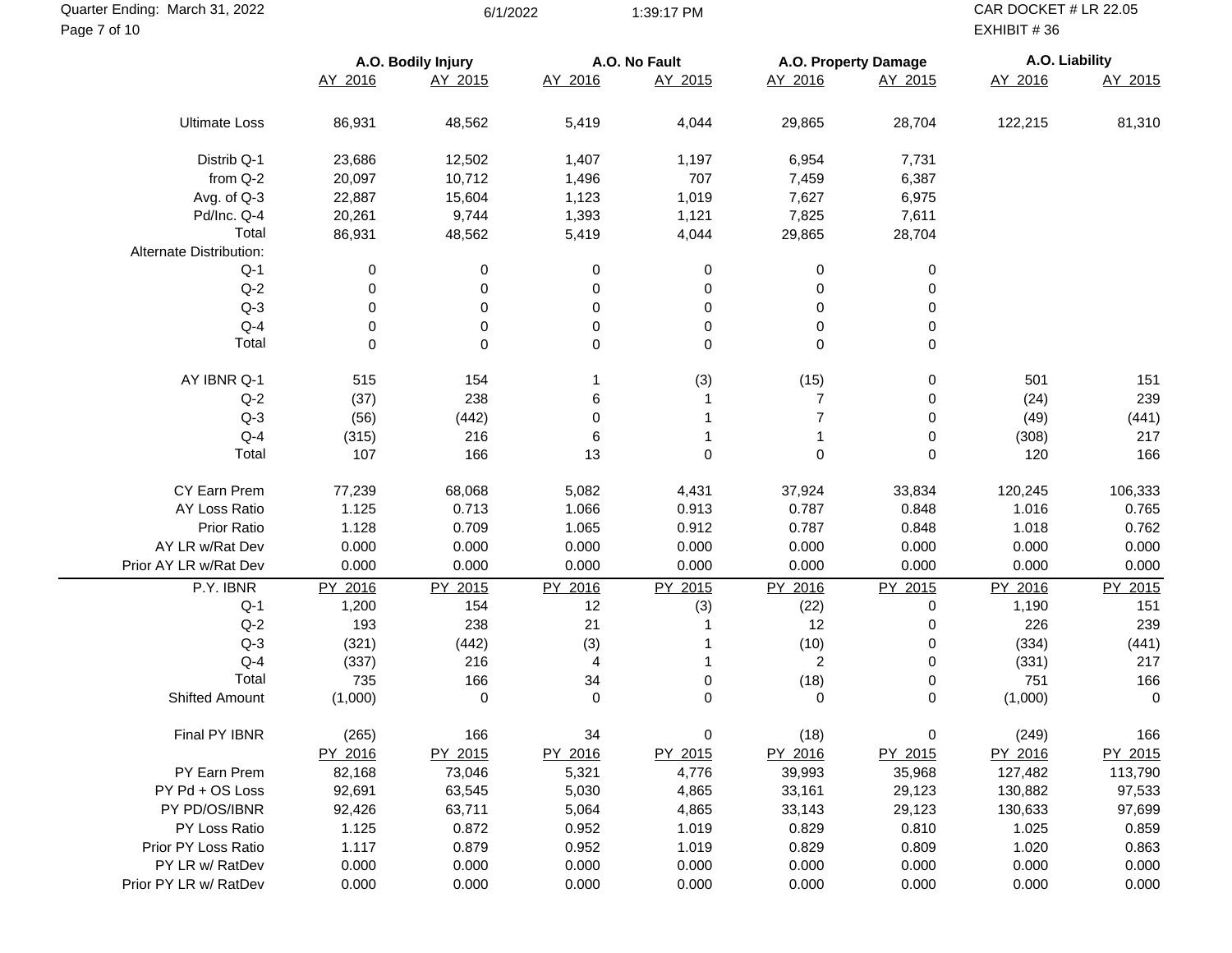Quarter Ending: March 31, 2022

CAR DOCKET # LR 22.05
EXHIBIT # 36

| | A.O. Bodily Injury | | A.O. No Fault | | A.O. Property Damage | | A.O. Liability | |
|---|---|---|---|---|---|---|---|---|
| | AY 2016 | AY 2015 | AY 2016 | AY 2015 | AY 2016 | AY 2015 | AY 2016 | AY 2015 |
| Ultimate Loss | 86,931 | 48,562 | 5,419 | 4,044 | 29,865 | 28,704 | 122,215 | 81,310 |
| Distrib Q-1 | 23,686 | 12,502 | 1,407 | 1,197 | 6,954 | 7,731 | | |
| from Q-2 | 20,097 | 10,712 | 1,496 | 707 | 7,459 | 6,387 | | |
| Avg. of Q-3 | 22,887 | 15,604 | 1,123 | 1,019 | 7,627 | 6,975 | | |
| Pd/Inc. Q-4 | 20,261 | 9,744 | 1,393 | 1,121 | 7,825 | 7,611 | | |
| Total | 86,931 | 48,562 | 5,419 | 4,044 | 29,865 | 28,704 | | |
| Alternate Distribution: | | | | | | | | |
| Q-1 | 0 | 0 | 0 | 0 | 0 | 0 | | |
| Q-2 | 0 | 0 | 0 | 0 | 0 | 0 | | |
| Q-3 | 0 | 0 | 0 | 0 | 0 | 0 | | |
| Q-4 | 0 | 0 | 0 | 0 | 0 | 0 | | |
| Total | 0 | 0 | 0 | 0 | 0 | 0 | | |
| AY IBNR Q-1 | 515 | 154 | 1 | (3) | (15) | 0 | 501 | 151 |
| Q-2 | (37) | 238 | 6 | 1 | 7 | 0 | (24) | 239 |
| Q-3 | (56) | (442) | 0 | 1 | 7 | 0 | (49) | (441) |
| Q-4 | (315) | 216 | 6 | 1 | 1 | 0 | (308) | 217 |
| Total | 107 | 166 | 13 | 0 | 0 | 0 | 120 | 166 |
| CY Earn Prem | 77,239 | 68,068 | 5,082 | 4,431 | 37,924 | 33,834 | 120,245 | 106,333 |
| AY Loss Ratio | 1.125 | 0.713 | 1.066 | 0.913 | 0.787 | 0.848 | 1.016 | 0.765 |
| Prior Ratio | 1.128 | 0.709 | 1.065 | 0.912 | 0.787 | 0.848 | 1.018 | 0.762 |
| AY LR w/Rat Dev | 0.000 | 0.000 | 0.000 | 0.000 | 0.000 | 0.000 | 0.000 | 0.000 |
| Prior AY LR w/Rat Dev | 0.000 | 0.000 | 0.000 | 0.000 | 0.000 | 0.000 | 0.000 | 0.000 |
| P.Y. IBNR | PY 2016 | PY 2015 | PY 2016 | PY 2015 | PY 2016 | PY 2015 | PY 2016 | PY 2015 |
| Q-1 | 1,200 | 154 | 12 | (3) | (22) | 0 | 1,190 | 151 |
| Q-2 | 193 | 238 | 21 | 1 | 12 | 0 | 226 | 239 |
| Q-3 | (321) | (442) | (3) | 1 | (10) | 0 | (334) | (441) |
| Q-4 | (337) | 216 | 4 | 1 | 2 | 0 | (331) | 217 |
| Total | 735 | 166 | 34 | 0 | (18) | 0 | 751 | 166 |
| Shifted Amount | (1,000) | 0 | 0 | 0 | 0 | 0 | (1,000) | 0 |
| Final PY IBNR | (265) | 166 | 34 | 0 | (18) | 0 | (249) | 166 |
| | PY 2016 | PY 2015 | PY 2016 | PY 2015 | PY 2016 | PY 2015 | PY 2016 | PY 2015 |
| PY Earn Prem | 82,168 | 73,046 | 5,321 | 4,776 | 39,993 | 35,968 | 127,482 | 113,790 |
| PY Pd + OS Loss | 92,691 | 63,545 | 5,030 | 4,865 | 33,161 | 29,123 | 130,882 | 97,533 |
| PY PD/OS/IBNR | 92,426 | 63,711 | 5,064 | 4,865 | 33,143 | 29,123 | 130,633 | 97,699 |
| PY Loss Ratio | 1.125 | 0.872 | 0.952 | 1.019 | 0.829 | 0.810 | 1.025 | 0.859 |
| Prior PY Loss Ratio | 1.117 | 0.879 | 0.952 | 1.019 | 0.829 | 0.809 | 1.020 | 0.863 |
| PY LR w/ RatDev | 0.000 | 0.000 | 0.000 | 0.000 | 0.000 | 0.000 | 0.000 | 0.000 |
| Prior PY LR w/ RatDev | 0.000 | 0.000 | 0.000 | 0.000 | 0.000 | 0.000 | 0.000 | 0.000 |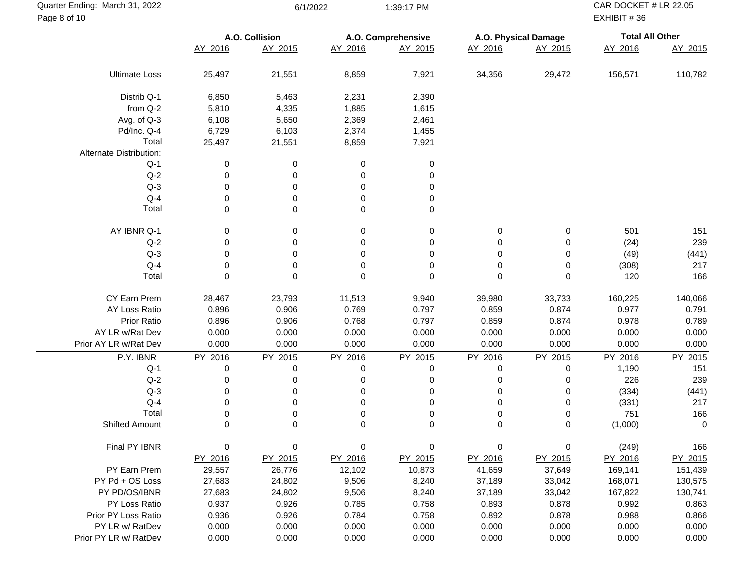Quarter Ending: March 31, 2022 — 6/1/2022 1:39:17 PM — CAR DOCKET # LR 22.05 — EXHIBIT # 36

| | A.O. Collision | | A.O. Comprehensive | | A.O. Physical Damage | | Total All Other | |
|---|---|---|---|---|---|---|---|---|
| | AY 2016 | AY 2015 | AY 2016 | AY 2015 | AY 2016 | AY 2015 | AY 2016 | AY 2015 |
| Ultimate Loss | 25,497 | 21,551 | 8,859 | 7,921 | 34,356 | 29,472 | 156,571 | 110,782 |
| Distrib Q-1 | 6,850 | 5,463 | 2,231 | 2,390 | | | | |
| from Q-2 | 5,810 | 4,335 | 1,885 | 1,615 | | | | |
| Avg. of Q-3 | 6,108 | 5,650 | 2,369 | 2,461 | | | | |
| Pd/Inc. Q-4 | 6,729 | 6,103 | 2,374 | 1,455 | | | | |
| Total | 25,497 | 21,551 | 8,859 | 7,921 | | | | |
| Alternate Distribution: | | | | | | | | |
| Q-1 | 0 | 0 | 0 | 0 | | | | |
| Q-2 | 0 | 0 | 0 | 0 | | | | |
| Q-3 | 0 | 0 | 0 | 0 | | | | |
| Q-4 | 0 | 0 | 0 | 0 | | | | |
| Total | 0 | 0 | 0 | 0 | | | | |
| AY IBNR Q-1 | 0 | 0 | 0 | 0 | 0 | 0 | 501 | 151 |
| Q-2 | 0 | 0 | 0 | 0 | 0 | 0 | (24) | 239 |
| Q-3 | 0 | 0 | 0 | 0 | 0 | 0 | (49) | (441) |
| Q-4 | 0 | 0 | 0 | 0 | 0 | 0 | (308) | 217 |
| Total | 0 | 0 | 0 | 0 | 0 | 0 | 120 | 166 |
| CY Earn Prem | 28,467 | 23,793 | 11,513 | 9,940 | 39,980 | 33,733 | 160,225 | 140,066 |
| AY Loss Ratio | 0.896 | 0.906 | 0.769 | 0.797 | 0.859 | 0.874 | 0.977 | 0.791 |
| Prior Ratio | 0.896 | 0.906 | 0.768 | 0.797 | 0.859 | 0.874 | 0.978 | 0.789 |
| AY LR w/Rat Dev | 0.000 | 0.000 | 0.000 | 0.000 | 0.000 | 0.000 | 0.000 | 0.000 |
| Prior AY LR w/Rat Dev | 0.000 | 0.000 | 0.000 | 0.000 | 0.000 | 0.000 | 0.000 | 0.000 |
| P.Y. IBNR | PY 2016 | PY 2015 | PY 2016 | PY 2015 | PY 2016 | PY 2015 | PY 2016 | PY 2015 |
| Q-1 | 0 | 0 | 0 | 0 | 0 | 0 | 1,190 | 151 |
| Q-2 | 0 | 0 | 0 | 0 | 0 | 0 | 226 | 239 |
| Q-3 | 0 | 0 | 0 | 0 | 0 | 0 | (334) | (441) |
| Q-4 | 0 | 0 | 0 | 0 | 0 | 0 | (331) | 217 |
| Total | 0 | 0 | 0 | 0 | 0 | 0 | 751 | 166 |
| Shifted Amount | 0 | 0 | 0 | 0 | 0 | 0 | (1,000) | 0 |
| Final PY IBNR | 0 | 0 | 0 | 0 | 0 | 0 | (249) | 166 |
| | PY 2016 | PY 2015 | PY 2016 | PY 2015 | PY 2016 | PY 2015 | PY 2016 | PY 2015 |
| PY Earn Prem | 29,557 | 26,776 | 12,102 | 10,873 | 41,659 | 37,649 | 169,141 | 151,439 |
| PY Pd + OS Loss | 27,683 | 24,802 | 9,506 | 8,240 | 37,189 | 33,042 | 168,071 | 130,575 |
| PY PD/OS/IBNR | 27,683 | 24,802 | 9,506 | 8,240 | 37,189 | 33,042 | 167,822 | 130,741 |
| PY Loss Ratio | 0.937 | 0.926 | 0.785 | 0.758 | 0.893 | 0.878 | 0.992 | 0.863 |
| Prior PY Loss Ratio | 0.936 | 0.926 | 0.784 | 0.758 | 0.892 | 0.878 | 0.988 | 0.866 |
| PY LR w/ RatDev | 0.000 | 0.000 | 0.000 | 0.000 | 0.000 | 0.000 | 0.000 | 0.000 |
| Prior PY LR w/ RatDev | 0.000 | 0.000 | 0.000 | 0.000 | 0.000 | 0.000 | 0.000 | 0.000 |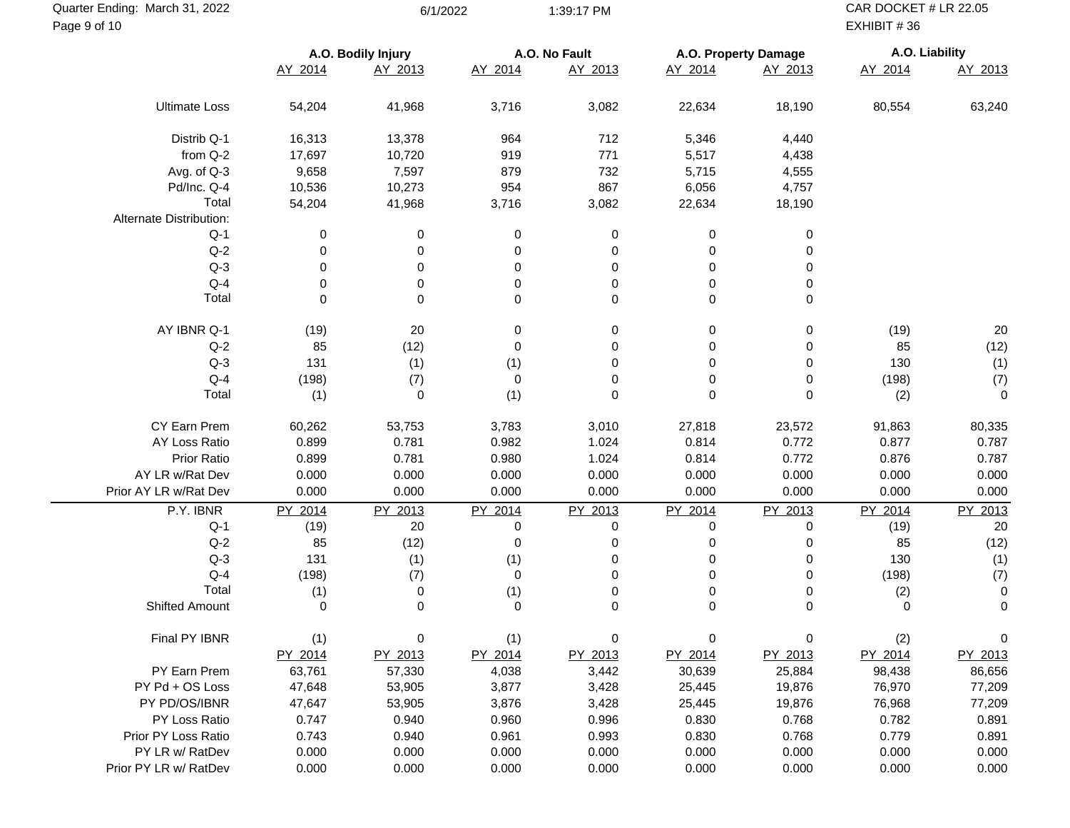| | A.O. Bodily Injury | | A.O. No Fault | | A.O. Property Damage | | A.O. Liability | |
|---|---|---|---|---|---|---|---|---|
| | AY 2014 | AY 2013 | AY 2014 | AY 2013 | AY 2014 | AY 2013 | AY 2014 | AY 2013 |
| Ultimate Loss | 54,204 | 41,968 | 3,716 | 3,082 | 22,634 | 18,190 | 80,554 | 63,240 |
| Distrib Q-1 | 16,313 | 13,378 | 964 | 712 | 5,346 | 4,440 | | |
| from Q-2 | 17,697 | 10,720 | 919 | 771 | 5,517 | 4,438 | | |
| Avg. of Q-3 | 9,658 | 7,597 | 879 | 732 | 5,715 | 4,555 | | |
| Pd/Inc. Q-4 | 10,536 | 10,273 | 954 | 867 | 6,056 | 4,757 | | |
| Total | 54,204 | 41,968 | 3,716 | 3,082 | 22,634 | 18,190 | | |
| Alternate Distribution: | | | | | | | | |
| Q-1 | 0 | 0 | 0 | 0 | 0 | 0 | | |
| Q-2 | 0 | 0 | 0 | 0 | 0 | 0 | | |
| Q-3 | 0 | 0 | 0 | 0 | 0 | 0 | | |
| Q-4 | 0 | 0 | 0 | 0 | 0 | 0 | | |
| Total | 0 | 0 | 0 | 0 | 0 | 0 | | |
| AY IBNR Q-1 | (19) | 20 | 0 | 0 | 0 | 0 | (19) | 20 |
| Q-2 | 85 | (12) | 0 | 0 | 0 | 0 | 85 | (12) |
| Q-3 | 131 | (1) | (1) | 0 | 0 | 0 | 130 | (1) |
| Q-4 | (198) | (7) | 0 | 0 | 0 | 0 | (198) | (7) |
| Total | (1) | 0 | (1) | 0 | 0 | 0 | (2) | 0 |
| CY Earn Prem | 60,262 | 53,753 | 3,783 | 3,010 | 27,818 | 23,572 | 91,863 | 80,335 |
| AY Loss Ratio | 0.899 | 0.781 | 0.982 | 1.024 | 0.814 | 0.772 | 0.877 | 0.787 |
| Prior Ratio | 0.899 | 0.781 | 0.980 | 1.024 | 0.814 | 0.772 | 0.876 | 0.787 |
| AY LR w/Rat Dev | 0.000 | 0.000 | 0.000 | 0.000 | 0.000 | 0.000 | 0.000 | 0.000 |
| Prior AY LR w/Rat Dev | 0.000 | 0.000 | 0.000 | 0.000 | 0.000 | 0.000 | 0.000 | 0.000 |
| P.Y. IBNR | PY 2014 | PY 2013 | PY 2014 | PY 2013 | PY 2014 | PY 2013 | PY 2014 | PY 2013 |
| Q-1 | (19) | 20 | 0 | 0 | 0 | 0 | (19) | 20 |
| Q-2 | 85 | (12) | 0 | 0 | 0 | 0 | 85 | (12) |
| Q-3 | 131 | (1) | (1) | 0 | 0 | 0 | 130 | (1) |
| Q-4 | (198) | (7) | 0 | 0 | 0 | 0 | (198) | (7) |
| Total | (1) | 0 | (1) | 0 | 0 | 0 | (2) | 0 |
| Shifted Amount | 0 | 0 | 0 | 0 | 0 | 0 | 0 | 0 |
| Final PY IBNR | (1) | 0 | (1) | 0 | 0 | 0 | (2) | 0 |
| | PY 2014 | PY 2013 | PY 2014 | PY 2013 | PY 2014 | PY 2013 | PY 2014 | PY 2013 |
| PY Earn Prem | 63,761 | 57,330 | 4,038 | 3,442 | 30,639 | 25,884 | 98,438 | 86,656 |
| PY Pd + OS Loss | 47,648 | 53,905 | 3,877 | 3,428 | 25,445 | 19,876 | 76,970 | 77,209 |
| PY PD/OS/IBNR | 47,647 | 53,905 | 3,876 | 3,428 | 25,445 | 19,876 | 76,968 | 77,209 |
| PY Loss Ratio | 0.747 | 0.940 | 0.960 | 0.996 | 0.830 | 0.768 | 0.782 | 0.891 |
| Prior PY Loss Ratio | 0.743 | 0.940 | 0.961 | 0.993 | 0.830 | 0.768 | 0.779 | 0.891 |
| PY LR w/ RatDev | 0.000 | 0.000 | 0.000 | 0.000 | 0.000 | 0.000 | 0.000 | 0.000 |
| Prior PY LR w/ RatDev | 0.000 | 0.000 | 0.000 | 0.000 | 0.000 | 0.000 | 0.000 | 0.000 |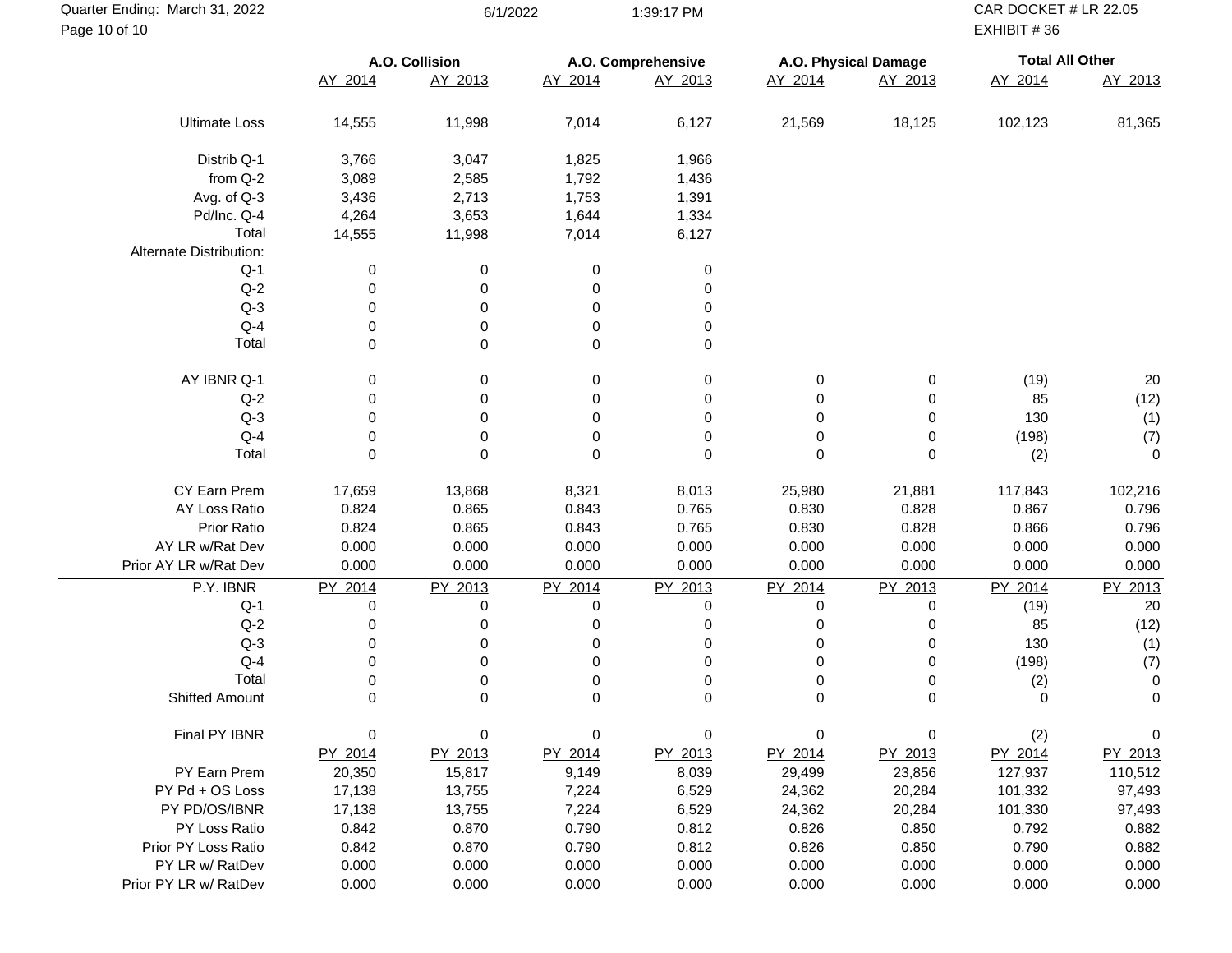CAR DOCKET # LR 22.05
EXHIBIT # 36

Quarter Ending: March 31, 2022 — 6/1/2022 1:39:17 PM

| | A.O. Collision | | A.O. Comprehensive | | A.O. Physical Damage | | Total All Other | |
|---|---|---|---|---|---|---|---|---|
| | AY 2014 | AY 2013 | AY 2014 | AY 2013 | AY 2014 | AY 2013 | AY 2014 | AY 2013 |
| Ultimate Loss | 14,555 | 11,998 | 7,014 | 6,127 | 21,569 | 18,125 | 102,123 | 81,365 |
| Distrib Q-1 | 3,766 | 3,047 | 1,825 | 1,966 | | | | |
| from Q-2 | 3,089 | 2,585 | 1,792 | 1,436 | | | | |
| Avg. of Q-3 | 3,436 | 2,713 | 1,753 | 1,391 | | | | |
| Pd/Inc. Q-4 | 4,264 | 3,653 | 1,644 | 1,334 | | | | |
| Total | 14,555 | 11,998 | 7,014 | 6,127 | | | | |
| Alternate Distribution: | | | | | | | | |
| Q-1 | 0 | 0 | 0 | 0 | | | | |
| Q-2 | 0 | 0 | 0 | 0 | | | | |
| Q-3 | 0 | 0 | 0 | 0 | | | | |
| Q-4 | 0 | 0 | 0 | 0 | | | | |
| Total | 0 | 0 | 0 | 0 | | | | |
| AY IBNR Q-1 | 0 | 0 | 0 | 0 | 0 | 0 | (19) | 20 |
| Q-2 | 0 | 0 | 0 | 0 | 0 | 0 | 85 | (12) |
| Q-3 | 0 | 0 | 0 | 0 | 0 | 0 | 130 | (1) |
| Q-4 | 0 | 0 | 0 | 0 | 0 | 0 | (198) | (7) |
| Total | 0 | 0 | 0 | 0 | 0 | 0 | (2) | 0 |
| CY Earn Prem | 17,659 | 13,868 | 8,321 | 8,013 | 25,980 | 21,881 | 117,843 | 102,216 |
| AY Loss Ratio | 0.824 | 0.865 | 0.843 | 0.765 | 0.830 | 0.828 | 0.867 | 0.796 |
| Prior Ratio | 0.824 | 0.865 | 0.843 | 0.765 | 0.830 | 0.828 | 0.866 | 0.796 |
| AY LR w/Rat Dev | 0.000 | 0.000 | 0.000 | 0.000 | 0.000 | 0.000 | 0.000 | 0.000 |
| Prior AY LR w/Rat Dev | 0.000 | 0.000 | 0.000 | 0.000 | 0.000 | 0.000 | 0.000 | 0.000 |
| P.Y. IBNR | PY 2014 | PY 2013 | PY 2014 | PY 2013 | PY 2014 | PY 2013 | PY 2014 | PY 2013 |
| Q-1 | 0 | 0 | 0 | 0 | 0 | 0 | (19) | 20 |
| Q-2 | 0 | 0 | 0 | 0 | 0 | 0 | 85 | (12) |
| Q-3 | 0 | 0 | 0 | 0 | 0 | 0 | 130 | (1) |
| Q-4 | 0 | 0 | 0 | 0 | 0 | 0 | (198) | (7) |
| Total | 0 | 0 | 0 | 0 | 0 | 0 | (2) | 0 |
| Shifted Amount | 0 | 0 | 0 | 0 | 0 | 0 | 0 | 0 |
| Final PY IBNR | 0 | 0 | 0 | 0 | 0 | 0 | (2) | 0 |
| | PY 2014 | PY 2013 | PY 2014 | PY 2013 | PY 2014 | PY 2013 | PY 2014 | PY 2013 |
| PY Earn Prem | 20,350 | 15,817 | 9,149 | 8,039 | 29,499 | 23,856 | 127,937 | 110,512 |
| PY Pd + OS Loss | 17,138 | 13,755 | 7,224 | 6,529 | 24,362 | 20,284 | 101,332 | 97,493 |
| PY PD/OS/IBNR | 17,138 | 13,755 | 7,224 | 6,529 | 24,362 | 20,284 | 101,330 | 97,493 |
| PY Loss Ratio | 0.842 | 0.870 | 0.790 | 0.812 | 0.826 | 0.850 | 0.792 | 0.882 |
| Prior PY Loss Ratio | 0.842 | 0.870 | 0.790 | 0.812 | 0.826 | 0.850 | 0.790 | 0.882 |
| PY LR w/ RatDev | 0.000 | 0.000 | 0.000 | 0.000 | 0.000 | 0.000 | 0.000 | 0.000 |
| Prior PY LR w/ RatDev | 0.000 | 0.000 | 0.000 | 0.000 | 0.000 | 0.000 | 0.000 | 0.000 |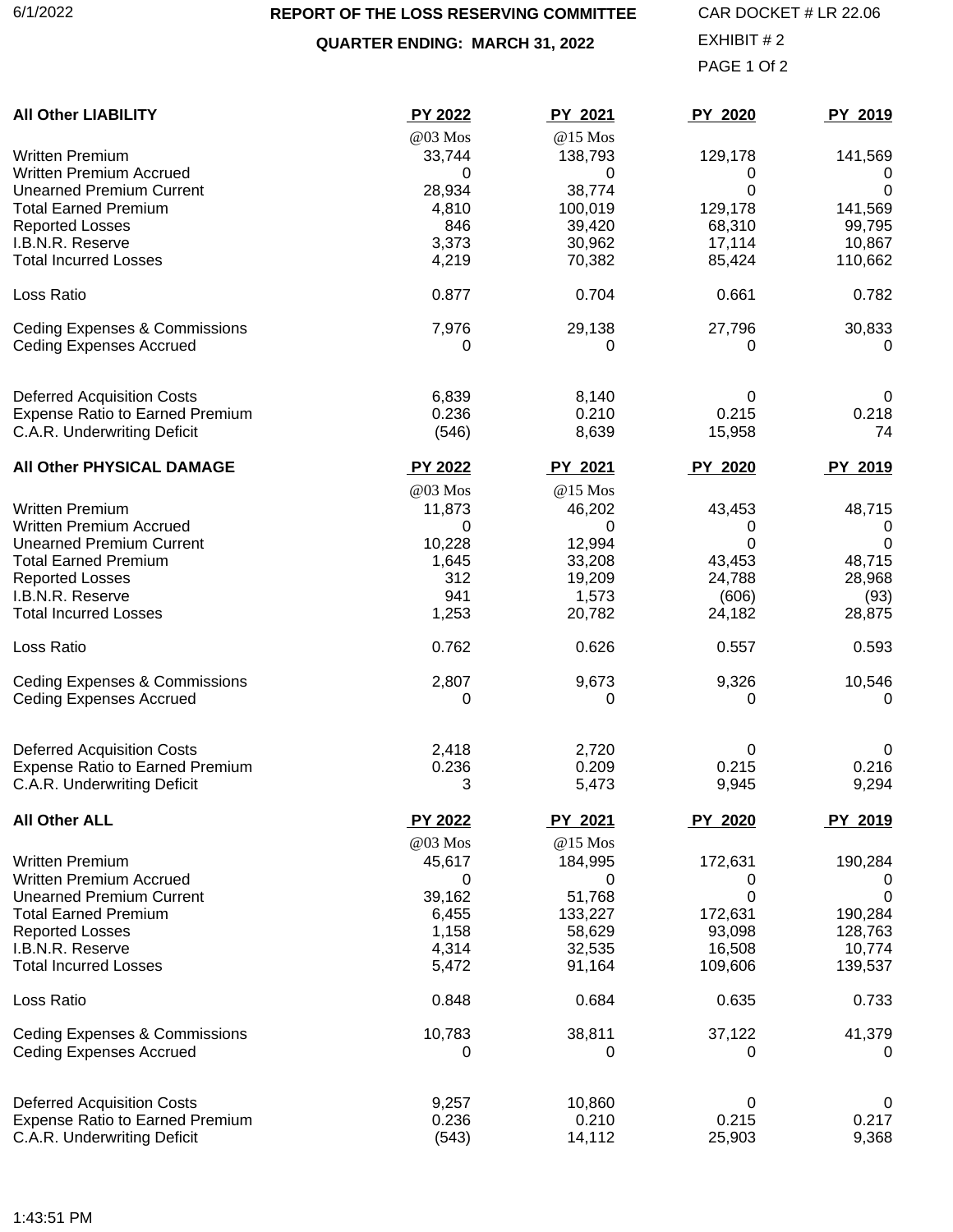6/1/2022

**REPORT OF THE LOSS RESERVING COMMITTEE**

**QUARTER ENDING: MARCH 31, 2022**

CAR DOCKET # LR 22.06

EXHIBIT # 2

PAGE 1 Of 2

| **All Other LIABILITY** | **PY 2022** | **PY 2021** | **PY 2020** | **PY 2019** |
|---|---|---|---|---|
| | @03 Mos | @15 Mos | | |
| Written Premium | 33,744 | 138,793 | 129,178 | 141,569 |
| Written Premium Accrued | 0 | 0 | 0 | 0 |
| Unearned Premium Current | 28,934 | 38,774 | 0 | 0 |
| Total Earned Premium | 4,810 | 100,019 | 129,178 | 141,569 |
| Reported Losses | 846 | 39,420 | 68,310 | 99,795 |
| I.B.N.R. Reserve | 3,373 | 30,962 | 17,114 | 10,867 |
| Total Incurred Losses | 4,219 | 70,382 | 85,424 | 110,662 |
| Loss Ratio | 0.877 | 0.704 | 0.661 | 0.782 |
| Ceding Expenses & Commissions | 7,976 | 29,138 | 27,796 | 30,833 |
| Ceding Expenses Accrued | 0 | 0 | 0 | 0 |
| Deferred Acquisition Costs | 6,839 | 8,140 | 0 | 0 |
| Expense Ratio to Earned Premium | 0.236 | 0.210 | 0.215 | 0.218 |
| C.A.R. Underwriting Deficit | (546) | 8,639 | 15,958 | 74 |

| **All Other PHYSICAL DAMAGE** | **PY 2022** | **PY 2021** | **PY 2020** | **PY 2019** |
|---|---|---|---|---|
| | @03 Mos | @15 Mos | | |
| Written Premium | 11,873 | 46,202 | 43,453 | 48,715 |
| Written Premium Accrued | 0 | 0 | 0 | 0 |
| Unearned Premium Current | 10,228 | 12,994 | 0 | 0 |
| Total Earned Premium | 1,645 | 33,208 | 43,453 | 48,715 |
| Reported Losses | 312 | 19,209 | 24,788 | 28,968 |
| I.B.N.R. Reserve | 941 | 1,573 | (606) | (93) |
| Total Incurred Losses | 1,253 | 20,782 | 24,182 | 28,875 |
| Loss Ratio | 0.762 | 0.626 | 0.557 | 0.593 |
| Ceding Expenses & Commissions | 2,807 | 9,673 | 9,326 | 10,546 |
| Ceding Expenses Accrued | 0 | 0 | 0 | 0 |
| Deferred Acquisition Costs | 2,418 | 2,720 | 0 | 0 |
| Expense Ratio to Earned Premium | 0.236 | 0.209 | 0.215 | 0.216 |
| C.A.R. Underwriting Deficit | 3 | 5,473 | 9,945 | 9,294 |

| **All Other ALL** | **PY 2022** | **PY 2021** | **PY 2020** | **PY 2019** |
|---|---|---|---|---|
| | @03 Mos | @15 Mos | | |
| Written Premium | 45,617 | 184,995 | 172,631 | 190,284 |
| Written Premium Accrued | 0 | 0 | 0 | 0 |
| Unearned Premium Current | 39,162 | 51,768 | 0 | 0 |
| Total Earned Premium | 6,455 | 133,227 | 172,631 | 190,284 |
| Reported Losses | 1,158 | 58,629 | 93,098 | 128,763 |
| I.B.N.R. Reserve | 4,314 | 32,535 | 16,508 | 10,774 |
| Total Incurred Losses | 5,472 | 91,164 | 109,606 | 139,537 |
| Loss Ratio | 0.848 | 0.684 | 0.635 | 0.733 |
| Ceding Expenses & Commissions | 10,783 | 38,811 | 37,122 | 41,379 |
| Ceding Expenses Accrued | 0 | 0 | 0 | 0 |
| Deferred Acquisition Costs | 9,257 | 10,860 | 0 | 0 |
| Expense Ratio to Earned Premium | 0.236 | 0.210 | 0.215 | 0.217 |
| C.A.R. Underwriting Deficit | (543) | 14,112 | 25,903 | 9,368 |

1:43:51 PM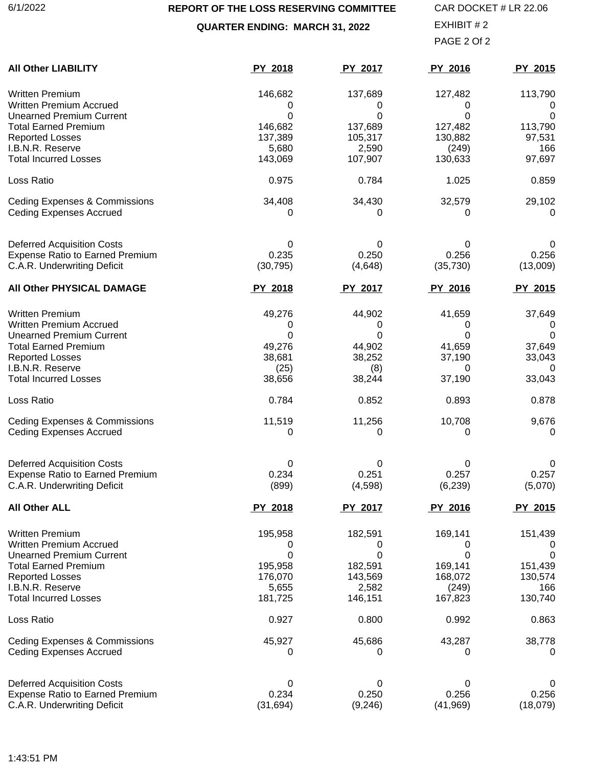6/1/2022

**REPORT OF THE LOSS RESERVING COMMITTEE**

**QUARTER ENDING: MARCH 31, 2022**

CAR DOCKET # LR 22.06

EXHIBIT # 2

| All Other LIABILITY | PY 2018 | PY 2017 | PY 2016 | PY 2015 |
|---|---|---|---|---|
| Written Premium | 146,682 | 137,689 | 127,482 | 113,790 |
| Written Premium Accrued | 0 | 0 | 0 | 0 |
| Unearned Premium Current | 0 | 0 | 0 | 0 |
| Total Earned Premium | 146,682 | 137,689 | 127,482 | 113,790 |
| Reported Losses | 137,389 | 105,317 | 130,882 | 97,531 |
| I.B.N.R. Reserve | 5,680 | 2,590 | (249) | 166 |
| Total Incurred Losses | 143,069 | 107,907 | 130,633 | 97,697 |
| Loss Ratio | 0.975 | 0.784 | 1.025 | 0.859 |
| Ceding Expenses & Commissions | 34,408 | 34,430 | 32,579 | 29,102 |
| Ceding Expenses Accrued | 0 | 0 | 0 | 0 |
| Deferred Acquisition Costs | 0 | 0 | 0 | 0 |
| Expense Ratio to Earned Premium | 0.235 | 0.250 | 0.256 | 0.256 |
| C.A.R. Underwriting Deficit | (30,795) | (4,648) | (35,730) | (13,009) |

| All Other PHYSICAL DAMAGE | PY 2018 | PY 2017 | PY 2016 | PY 2015 |
|---|---|---|---|---|
| Written Premium | 49,276 | 44,902 | 41,659 | 37,649 |
| Written Premium Accrued | 0 | 0 | 0 | 0 |
| Unearned Premium Current | 0 | 0 | 0 | 0 |
| Total Earned Premium | 49,276 | 44,902 | 41,659 | 37,649 |
| Reported Losses | 38,681 | 38,252 | 37,190 | 33,043 |
| I.B.N.R. Reserve | (25) | (8) | 0 | 0 |
| Total Incurred Losses | 38,656 | 38,244 | 37,190 | 33,043 |
| Loss Ratio | 0.784 | 0.852 | 0.893 | 0.878 |
| Ceding Expenses & Commissions | 11,519 | 11,256 | 10,708 | 9,676 |
| Ceding Expenses Accrued | 0 | 0 | 0 | 0 |
| Deferred Acquisition Costs | 0 | 0 | 0 | 0 |
| Expense Ratio to Earned Premium | 0.234 | 0.251 | 0.257 | 0.257 |
| C.A.R. Underwriting Deficit | (899) | (4,598) | (6,239) | (5,070) |

| All Other ALL | PY 2018 | PY 2017 | PY 2016 | PY 2015 |
|---|---|---|---|---|
| Written Premium | 195,958 | 182,591 | 169,141 | 151,439 |
| Written Premium Accrued | 0 | 0 | 0 | 0 |
| Unearned Premium Current | 0 | 0 | 0 | 0 |
| Total Earned Premium | 195,958 | 182,591 | 169,141 | 151,439 |
| Reported Losses | 176,070 | 143,569 | 168,072 | 130,574 |
| I.B.N.R. Reserve | 5,655 | 2,582 | (249) | 166 |
| Total Incurred Losses | 181,725 | 146,151 | 167,823 | 130,740 |
| Loss Ratio | 0.927 | 0.800 | 0.992 | 0.863 |
| Ceding Expenses & Commissions | 45,927 | 45,686 | 43,287 | 38,778 |
| Ceding Expenses Accrued | 0 | 0 | 0 | 0 |
| Deferred Acquisition Costs | 0 | 0 | 0 | 0 |
| Expense Ratio to Earned Premium | 0.234 | 0.250 | 0.256 | 0.256 |
| C.A.R. Underwriting Deficit | (31,694) | (9,246) | (41,969) | (18,079) |

1:43:51 PM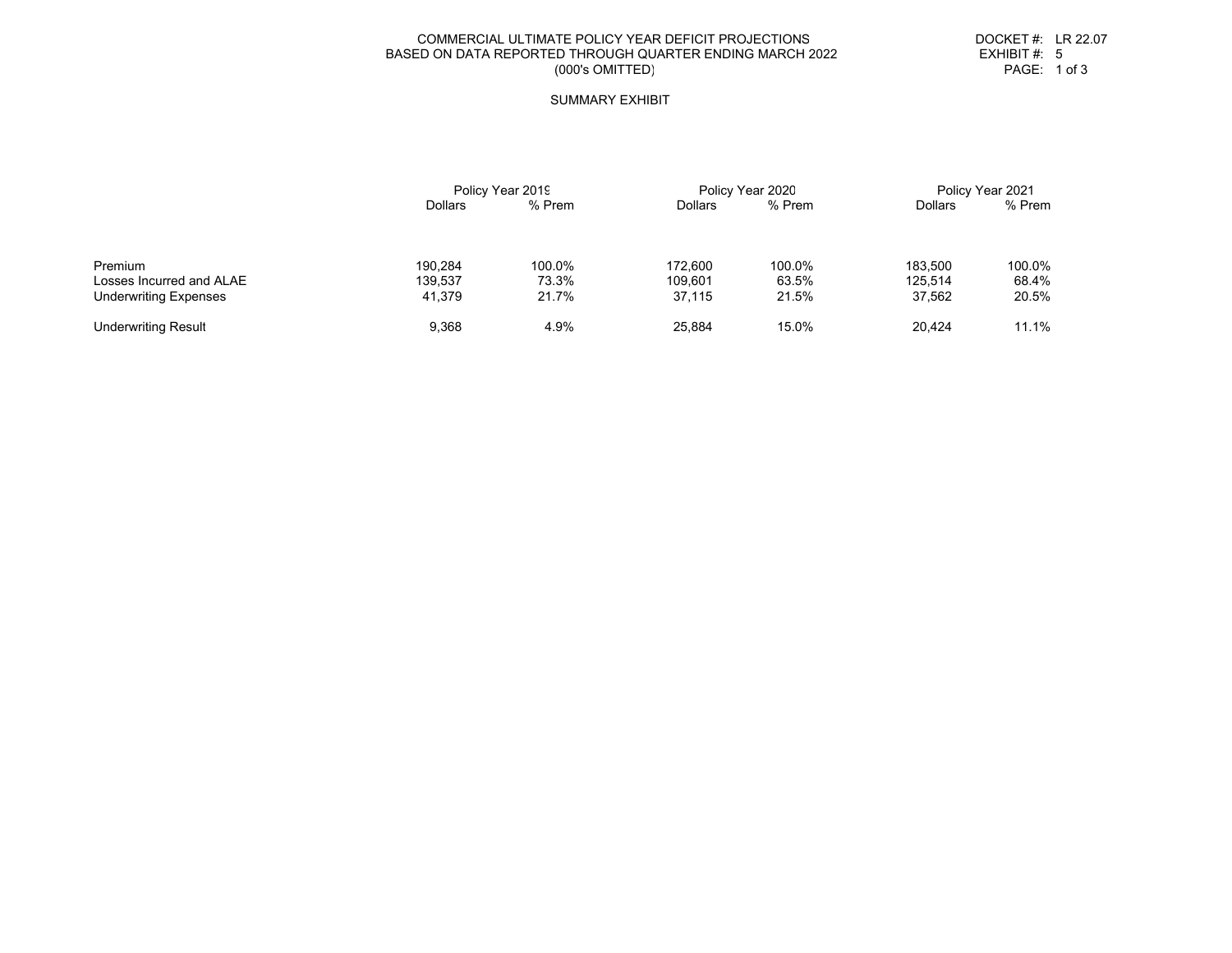COMMERCIAL ULTIMATE POLICY YEAR DEFICIT PROJECTIONS
BASED ON DATA REPORTED THROUGH QUARTER ENDING MARCH 2022
(000's OMITTED)

DOCKET #: LR 22.07
EXHIBIT #: 5

## SUMMARY EXHIBIT

| | Policy Year 2019 | | Policy Year 2020 | | Policy Year 2021 | |
|---|---|---|---|---|---|---|
| | Dollars | % Prem | Dollars | % Prem | Dollars | % Prem |
| Premium | 190,284 | 100.0% | 172,600 | 100.0% | 183,500 | 100.0% |
| Losses Incurred and ALAE | 139,537 | 73.3% | 109,601 | 63.5% | 125,514 | 68.4% |
| Underwriting Expenses | 41,379 | 21.7% | 37,115 | 21.5% | 37,562 | 20.5% |
| Underwriting Result | 9,368 | 4.9% | 25,884 | 15.0% | 20,424 | 11.1% |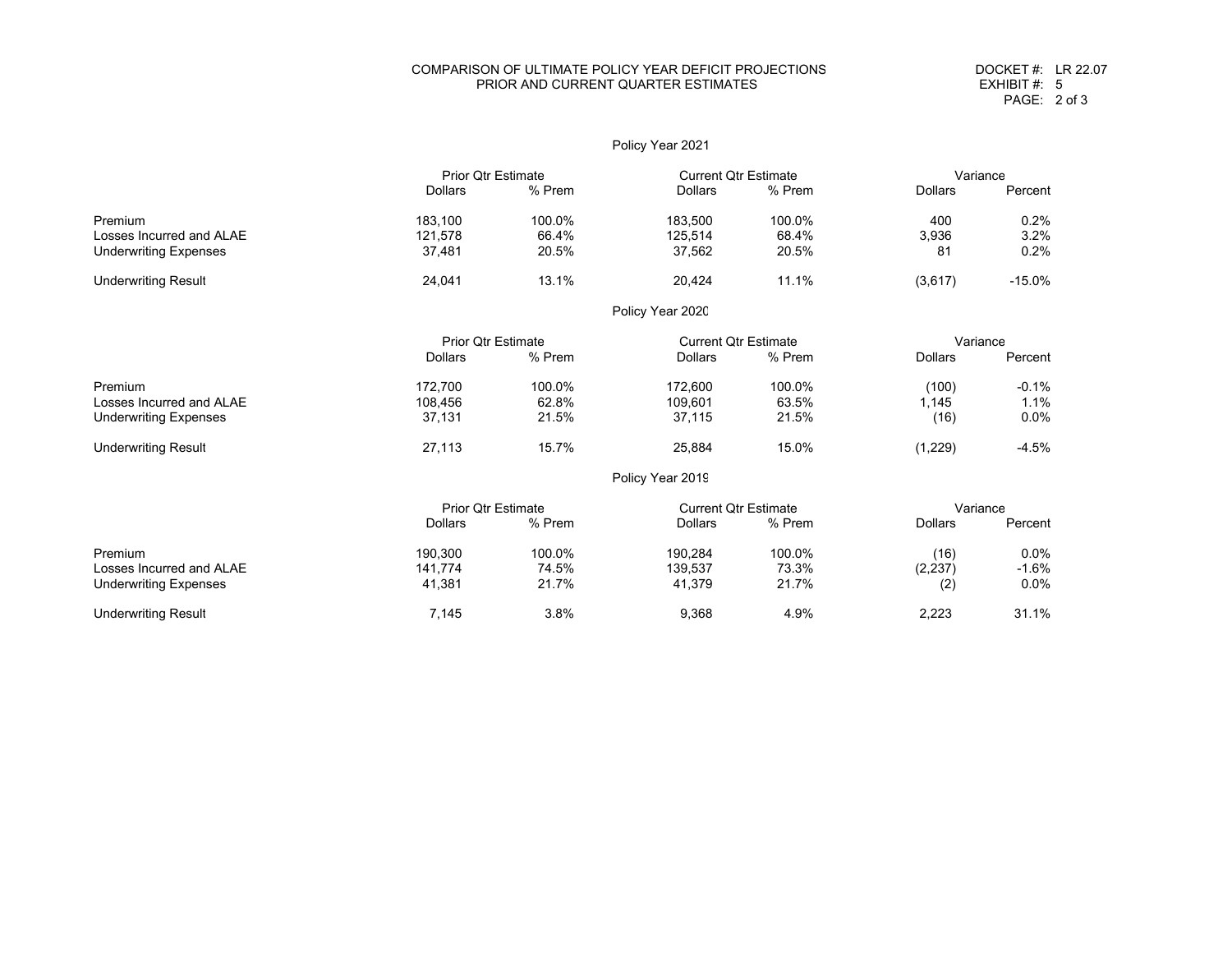# COMPARISON OF ULTIMATE POLICY YEAR DEFICIT PROJECTIONS
## PRIOR AND CURRENT QUARTER ESTIMATES

DOCKET #: LR 22.07
EXHIBIT #: 5

### Policy Year 2021

| | Prior Qtr Estimate | | Current Qtr Estimate | | Variance | |
|---|---|---|---|---|---|---|
| | Dollars | % Prem | Dollars | % Prem | Dollars | Percent |
| Premium | 183,100 | 100.0% | 183,500 | 100.0% | 400 | 0.2% |
| Losses Incurred and ALAE | 121,578 | 66.4% | 125,514 | 68.4% | 3,936 | 3.2% |
| Underwriting Expenses | 37,481 | 20.5% | 37,562 | 20.5% | 81 | 0.2% |
| Underwriting Result | 24,041 | 13.1% | 20,424 | 11.1% | (3,617) | -15.0% |

### Policy Year 2020

| | Prior Qtr Estimate | | Current Qtr Estimate | | Variance | |
|---|---|---|---|---|---|---|
| | Dollars | % Prem | Dollars | % Prem | Dollars | Percent |
| Premium | 172,700 | 100.0% | 172,600 | 100.0% | (100) | -0.1% |
| Losses Incurred and ALAE | 108,456 | 62.8% | 109,601 | 63.5% | 1,145 | 1.1% |
| Underwriting Expenses | 37,131 | 21.5% | 37,115 | 21.5% | (16) | 0.0% |
| Underwriting Result | 27,113 | 15.7% | 25,884 | 15.0% | (1,229) | -4.5% |

### Policy Year 2019

| | Prior Qtr Estimate | | Current Qtr Estimate | | Variance | |
|---|---|---|---|---|---|---|
| | Dollars | % Prem | Dollars | % Prem | Dollars | Percent |
| Premium | 190,300 | 100.0% | 190,284 | 100.0% | (16) | 0.0% |
| Losses Incurred and ALAE | 141,774 | 74.5% | 139,537 | 73.3% | (2,237) | -1.6% |
| Underwriting Expenses | 41,381 | 21.7% | 41,379 | 21.7% | (2) | 0.0% |
| Underwriting Result | 7,145 | 3.8% | 9,368 | 4.9% | 2,223 | 31.1% |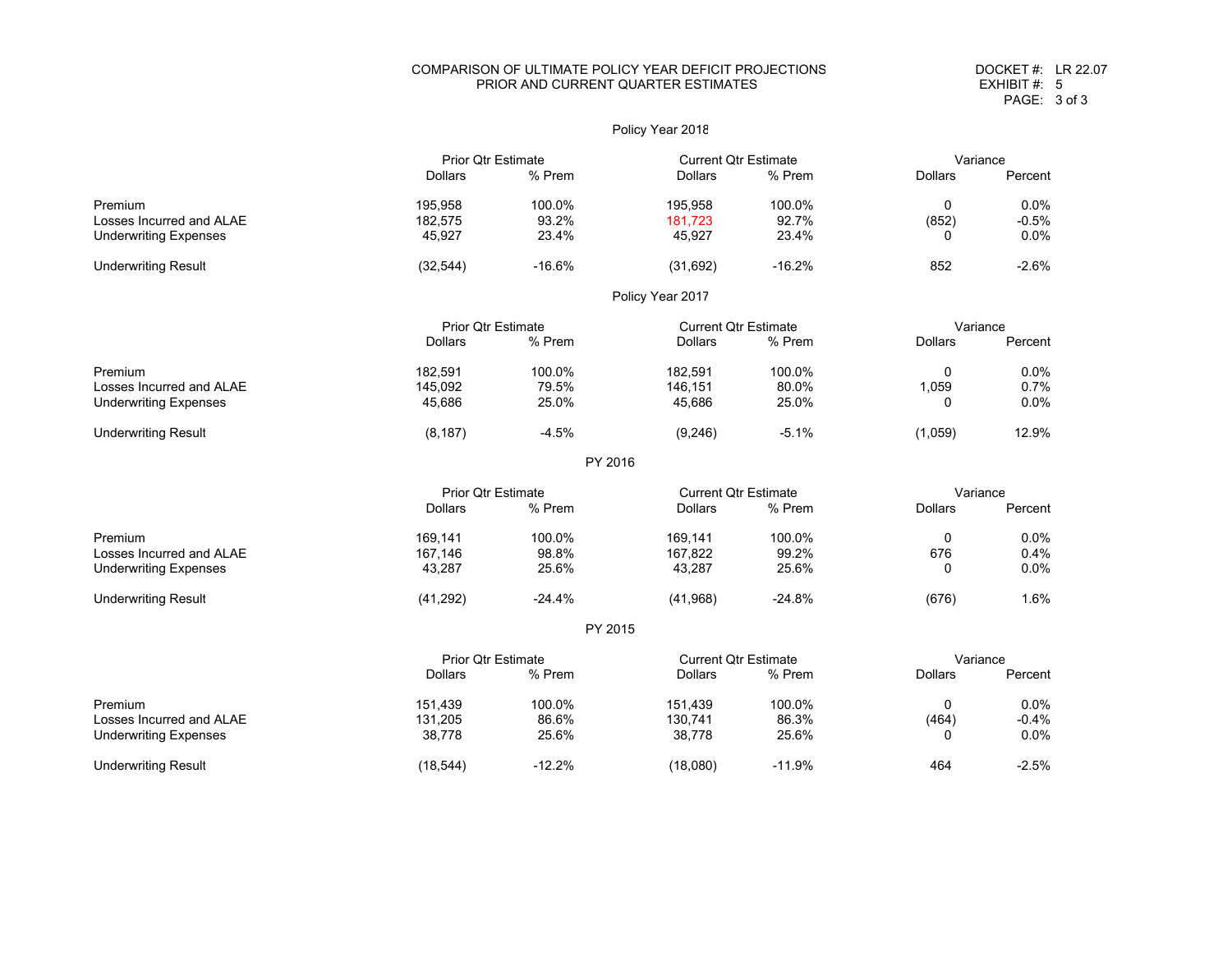COMPARISON OF ULTIMATE POLICY YEAR DEFICIT PROJECTIONS
PRIOR AND CURRENT QUARTER ESTIMATES

DOCKET #: LR 22.07
EXHIBIT #: 5
PAGE: 3 of 3

### Policy Year 2018

| | Prior Qtr Estimate | | Current Qtr Estimate | | Variance | |
|---|---|---|---|---|---|---|
| | Dollars | % Prem | Dollars | % Prem | Dollars | Percent |
| Premium | 195,958 | 100.0% | 195,958 | 100.0% | 0 | 0.0% |
| Losses Incurred and ALAE | 182,575 | 93.2% | 181,723 | 92.7% | (852) | -0.5% |
| Underwriting Expenses | 45,927 | 23.4% | 45,927 | 23.4% | 0 | 0.0% |
| Underwriting Result | (32,544) | -16.6% | (31,692) | -16.2% | 852 | -2.6% |

### Policy Year 2017

| | Prior Qtr Estimate | | Current Qtr Estimate | | Variance | |
|---|---|---|---|---|---|---|
| | Dollars | % Prem | Dollars | % Prem | Dollars | Percent |
| Premium | 182,591 | 100.0% | 182,591 | 100.0% | 0 | 0.0% |
| Losses Incurred and ALAE | 145,092 | 79.5% | 146,151 | 80.0% | 1,059 | 0.7% |
| Underwriting Expenses | 45,686 | 25.0% | 45,686 | 25.0% | 0 | 0.0% |
| Underwriting Result | (8,187) | -4.5% | (9,246) | -5.1% | (1,059) | 12.9% |

### PY 2016

| | Prior Qtr Estimate | | Current Qtr Estimate | | Variance | |
|---|---|---|---|---|---|---|
| | Dollars | % Prem | Dollars | % Prem | Dollars | Percent |
| Premium | 169,141 | 100.0% | 169,141 | 100.0% | 0 | 0.0% |
| Losses Incurred and ALAE | 167,146 | 98.8% | 167,822 | 99.2% | 676 | 0.4% |
| Underwriting Expenses | 43,287 | 25.6% | 43,287 | 25.6% | 0 | 0.0% |
| Underwriting Result | (41,292) | -24.4% | (41,968) | -24.8% | (676) | 1.6% |

### PY 2015

| | Prior Qtr Estimate | | Current Qtr Estimate | | Variance | |
|---|---|---|---|---|---|---|
| | Dollars | % Prem | Dollars | % Prem | Dollars | Percent |
| Premium | 151,439 | 100.0% | 151,439 | 100.0% | 0 | 0.0% |
| Losses Incurred and ALAE | 131,205 | 86.6% | 130,741 | 86.3% | (464) | -0.4% |
| Underwriting Expenses | 38,778 | 25.6% | 38,778 | 25.6% | 0 | 0.0% |
| Underwriting Result | (18,544) | -12.2% | (18,080) | -11.9% | 464 | -2.5% |